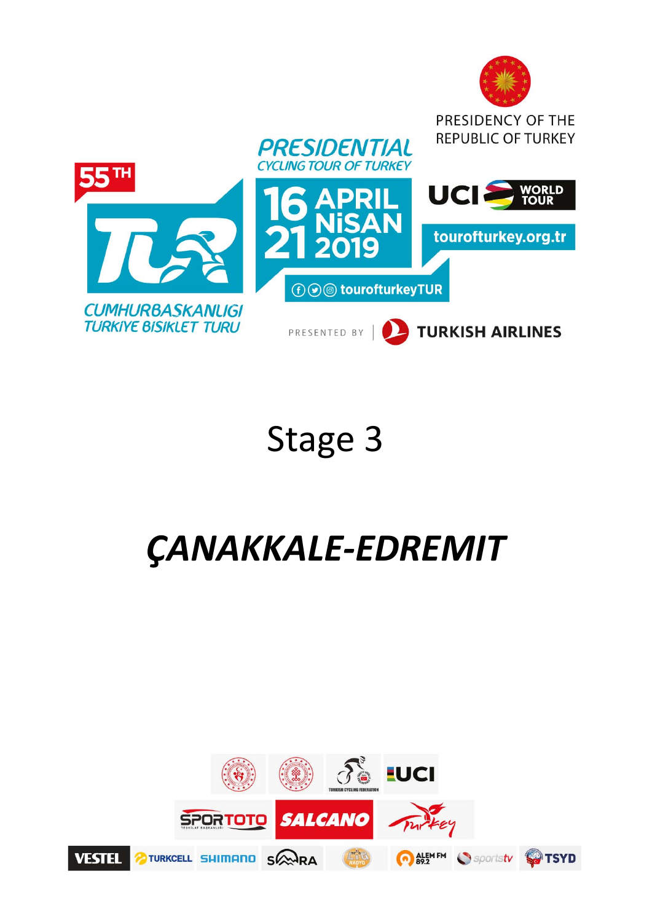PRESIDENCY OF THE REPUBLIC OF TURKEY

55TH

PRESIDENTIAL CYCLING TOUR OF TURKEY

CUMHURBAŞKANLIĞI TÜRKİYE BİSİKLET TURU

16-21 APRIL NİSAN 2019

UCI WORLD TOUR

tourofturkey.org.tr

tourofturkeyTUR

PRESENTED BY | TURKISH AIRLINES

# Stage 3

# *ÇANAKKALE-EDREMIT*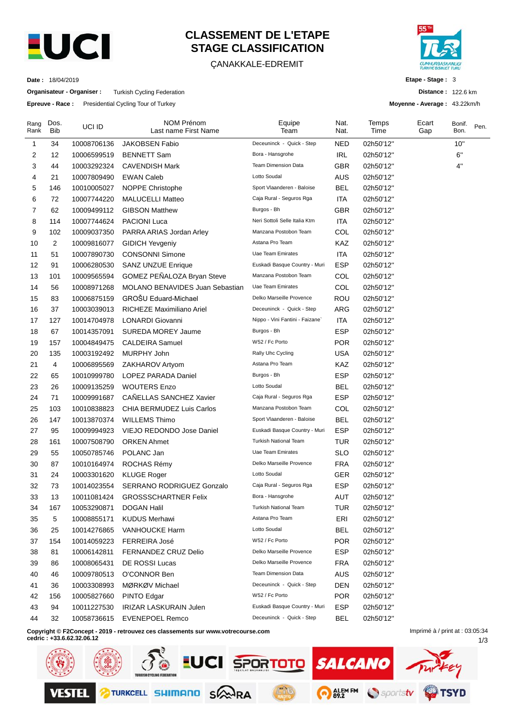# CLASSEMENT DE L'ETAPE
# STAGE CLASSIFICATION

ÇANAKKALE-EDREMIT

**Date :** 18/04/2019

**Organisateur - Organiser :** Turkish Cycling Federation

**Epreuve - Race :** Presidential Cycling Tour of Turkey

**Etape - Stage :** 3

**Distance :** 122.6 km

**Moyenne - Average :** 43.22km/h

| Rang Rank | Dos. Bib | UCI ID | NOM Prénom Last name First Name | Equipe Team | Nat. Nat. | Temps Time | Ecart Gap | Bonif. Bon. | Pen. |
|---|---|---|---|---|---|---|---|---|---|
| 1 | 34 | 10008706136 | JAKOBSEN Fabio | Deceuninck - Quick - Step | NED | 02h50'12'' | | 10'' | |
| 2 | 12 | 10006599519 | BENNETT Sam | Bora - Hansgrohe | IRL | 02h50'12'' | | 6'' | |
| 3 | 44 | 10003292324 | CAVENDISH Mark | Team Dimension Data | GBR | 02h50'12'' | | 4'' | |
| 4 | 21 | 10007809490 | EWAN Caleb | Lotto Soudal | AUS | 02h50'12'' | | | |
| 5 | 146 | 10010005027 | NOPPE Christophe | Sport Vlaanderen - Baloise | BEL | 02h50'12'' | | | |
| 6 | 72 | 10007744220 | MALUCELLI Matteo | Caja Rural - Seguros Rga | ITA | 02h50'12'' | | | |
| 7 | 62 | 10009499112 | GIBSON Matthew | Burgos - Bh | GBR | 02h50'12'' | | | |
| 8 | 114 | 10007744624 | PACIONI Luca | Neri Sottoli Selle Italia Ktm | ITA | 02h50'12'' | | | |
| 9 | 102 | 10009037350 | PARRA ARIAS Jordan Arley | Manzana Postobon Team | COL | 02h50'12'' | | | |
| 10 | 2 | 10009816077 | GIDICH Yevgeniy | Astana Pro Team | KAZ | 02h50'12'' | | | |
| 11 | 51 | 10007890730 | CONSONNI Simone | Uae Team Emirates | ITA | 02h50'12'' | | | |
| 12 | 91 | 10006280530 | SANZ UNZUE Enrique | Euskadi Basque Country - Muri | ESP | 02h50'12'' | | | |
| 13 | 101 | 10009565594 | GOMEZ PEÑALOZA Bryan Steve | Manzana Postobon Team | COL | 02h50'12'' | | | |
| 14 | 56 | 10008971268 | MOLANO BENAVIDES Juan Sebastian | Uae Team Emirates | COL | 02h50'12'' | | | |
| 15 | 83 | 10006875159 | GROŠU Eduard-Michael | Delko Marseille Provence | ROU | 02h50'12'' | | | |
| 16 | 37 | 10003039013 | RICHEZE Maximiliano Ariel | Deceuninck - Quick - Step | ARG | 02h50'12'' | | | |
| 17 | 127 | 10014704978 | LONARDI Giovanni | Nippo - Vini Fantini - Faizane` | ITA | 02h50'12'' | | | |
| 18 | 67 | 10014357091 | SUREDA MOREY Jaume | Burgos - Bh | ESP | 02h50'12'' | | | |
| 19 | 157 | 10004849475 | CALDEIRA Samuel | W52 / Fc Porto | POR | 02h50'12'' | | | |
| 20 | 135 | 10003192492 | MURPHY John | Rally Uhc Cycling | USA | 02h50'12'' | | | |
| 21 | 4 | 10006895569 | ZAKHAROV Artyom | Astana Pro Team | KAZ | 02h50'12'' | | | |
| 22 | 65 | 10010999780 | LOPEZ PARADA Daniel | Burgos - Bh | ESP | 02h50'12'' | | | |
| 23 | 26 | 10009135259 | WOUTERS Enzo | Lotto Soudal | BEL | 02h50'12'' | | | |
| 24 | 71 | 10009991687 | CAÑELLAS SANCHEZ Xavier | Caja Rural - Seguros Rga | ESP | 02h50'12'' | | | |
| 25 | 103 | 10010838823 | CHIA BERMUDEZ Luis Carlos | Manzana Postobon Team | COL | 02h50'12'' | | | |
| 26 | 147 | 10013870374 | WILLEMS Thimo | Sport Vlaanderen - Baloise | BEL | 02h50'12'' | | | |
| 27 | 95 | 10009994923 | VIEJO REDONDO Jose Daniel | Euskadi Basque Country - Muri | ESP | 02h50'12'' | | | |
| 28 | 161 | 10007508790 | ORKEN Ahmet | Turkish National Team | TUR | 02h50'12'' | | | |
| 29 | 55 | 10050785746 | POLANC Jan | Uae Team Emirates | SLO | 02h50'12'' | | | |
| 30 | 87 | 10010164974 | ROCHAS Rémy | Delko Marseille Provence | FRA | 02h50'12'' | | | |
| 31 | 24 | 10003301620 | KLUGE Roger | Lotto Soudal | GER | 02h50'12'' | | | |
| 32 | 73 | 10014023554 | SERRANO RODRIGUEZ Gonzalo | Caja Rural - Seguros Rga | ESP | 02h50'12'' | | | |
| 33 | 13 | 10011081424 | GROSSSCHARTNER Felix | Bora - Hansgrohe | AUT | 02h50'12'' | | | |
| 34 | 167 | 10053290871 | DOGAN Halil | Turkish National Team | TUR | 02h50'12'' | | | |
| 35 | 5 | 10008855171 | KUDUS Merhawi | Astana Pro Team | ERI | 02h50'12'' | | | |
| 36 | 25 | 10014276865 | VANHOUCKE Harm | Lotto Soudal | BEL | 02h50'12'' | | | |
| 37 | 154 | 10014059223 | FERREIRA José | W52 / Fc Porto | POR | 02h50'12'' | | | |
| 38 | 81 | 10006142811 | FERNANDEZ CRUZ Delio | Delko Marseille Provence | ESP | 02h50'12'' | | | |
| 39 | 86 | 10008065431 | DE ROSSI Lucas | Delko Marseille Provence | FRA | 02h50'12'' | | | |
| 40 | 46 | 10009780513 | O'CONNOR Ben | Team Dimension Data | AUS | 02h50'12'' | | | |
| 41 | 36 | 10003308993 | MØRKØV Michael | Deceuninck - Quick - Step | DEN | 02h50'12'' | | | |
| 42 | 156 | 10005827660 | PINTO Edgar | W52 / Fc Porto | POR | 02h50'12'' | | | |
| 43 | 94 | 10011227530 | IRIZAR LASKURAIN Julen | Euskadi Basque Country - Muri | ESP | 02h50'12'' | | | |
| 44 | 32 | 10058736615 | EVENEPOEL Remco | Deceuninck - Quick - Step | BEL | 02h50'12'' | | | |

**Copyright © F2Concept - 2019 - retrouvez ces classements sur www.votrecourse.com**
**cedric : +33.6.62.32.06.12**

Imprimé à / print at : 03:05:34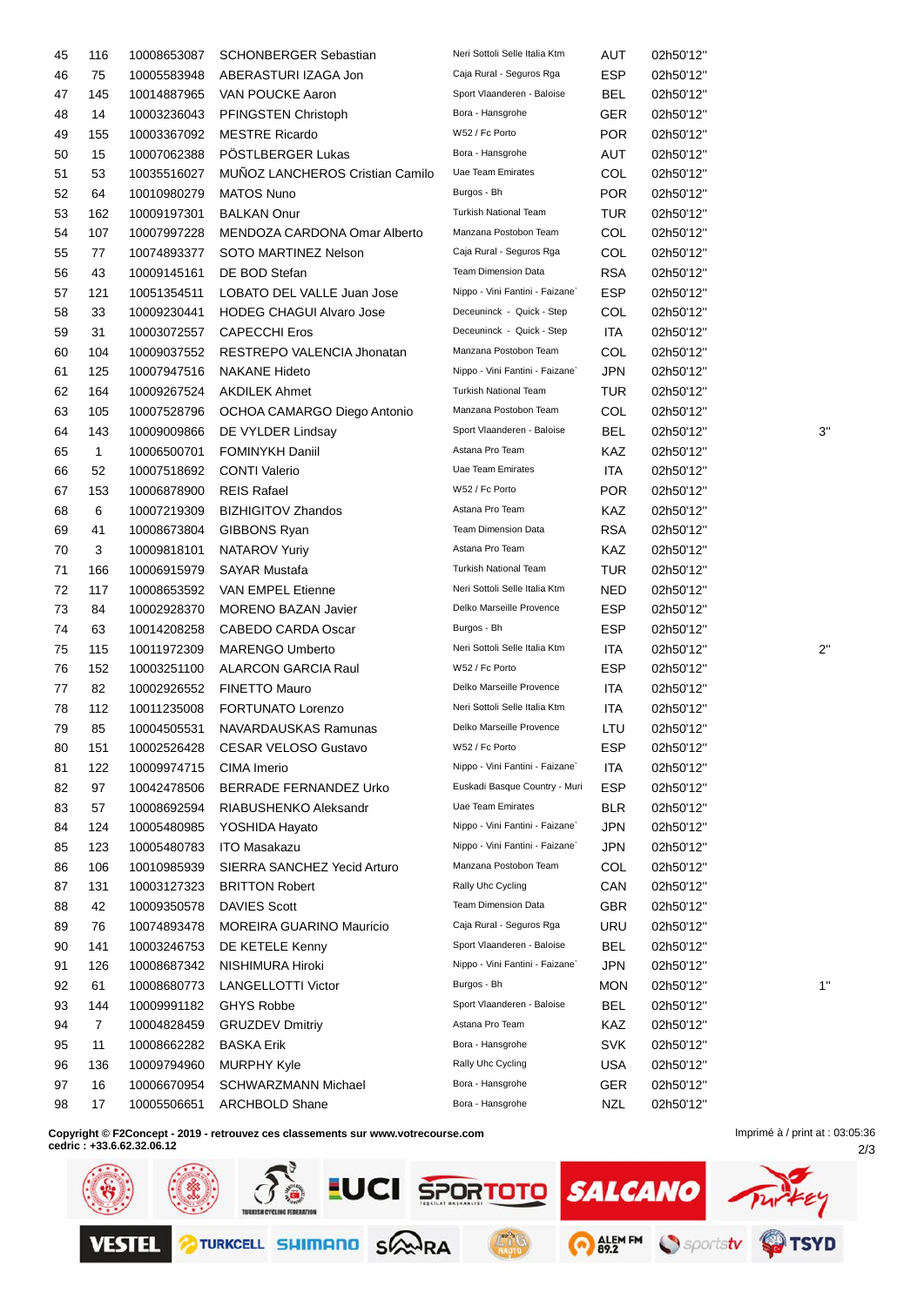| | | | | | | | |
|---|---|---|---|---|---|---|---|
| 45 | 116 | 10008653087 | SCHONBERGER Sebastian | Neri Sottoli Selle Italia Ktm | AUT | 02h50'12'' | |
| 46 | 75 | 10005583948 | ABERASTURI IZAGA Jon | Caja Rural - Seguros Rga | ESP | 02h50'12'' | |
| 47 | 145 | 10014887965 | VAN POUCKE Aaron | Sport Vlaanderen - Baloise | BEL | 02h50'12'' | |
| 48 | 14 | 10003236043 | PFINGSTEN Christoph | Bora - Hansgrohe | GER | 02h50'12'' | |
| 49 | 155 | 10003367092 | MESTRE Ricardo | W52 / Fc Porto | POR | 02h50'12'' | |
| 50 | 15 | 10007062388 | PÖSTLBERGER Lukas | Bora - Hansgrohe | AUT | 02h50'12'' | |
| 51 | 53 | 10035516027 | MUÑOZ LANCHEROS Cristian Camilo | Uae Team Emirates | COL | 02h50'12'' | |
| 52 | 64 | 10010980279 | MATOS Nuno | Burgos - Bh | POR | 02h50'12'' | |
| 53 | 162 | 10009197301 | BALKAN Onur | Turkish National Team | TUR | 02h50'12'' | |
| 54 | 107 | 10007997228 | MENDOZA CARDONA Omar Alberto | Manzana Postobon Team | COL | 02h50'12'' | |
| 55 | 77 | 10074893377 | SOTO MARTINEZ Nelson | Caja Rural - Seguros Rga | COL | 02h50'12'' | |
| 56 | 43 | 10009145161 | DE BOD Stefan | Team Dimension Data | RSA | 02h50'12'' | |
| 57 | 121 | 10051354511 | LOBATO DEL VALLE Juan Jose | Nippo - Vini Fantini - Faizane` | ESP | 02h50'12'' | |
| 58 | 33 | 10009230441 | HODEG CHAGUI Alvaro Jose | Deceuninck - Quick - Step | COL | 02h50'12'' | |
| 59 | 31 | 10003072557 | CAPECCHI Eros | Deceuninck - Quick - Step | ITA | 02h50'12'' | |
| 60 | 104 | 10009037552 | RESTREPO VALENCIA Jhonatan | Manzana Postobon Team | COL | 02h50'12'' | |
| 61 | 125 | 10007947516 | NAKANE Hideto | Nippo - Vini Fantini - Faizane` | JPN | 02h50'12'' | |
| 62 | 164 | 10009267524 | AKDILEK Ahmet | Turkish National Team | TUR | 02h50'12'' | |
| 63 | 105 | 10007528796 | OCHOA CAMARGO Diego Antonio | Manzana Postobon Team | COL | 02h50'12'' | |
| 64 | 143 | 10009009866 | DE VYLDER Lindsay | Sport Vlaanderen - Baloise | BEL | 02h50'12'' | 3'' |
| 65 | 1 | 10006500701 | FOMINYKH Daniil | Astana Pro Team | KAZ | 02h50'12'' | |
| 66 | 52 | 10007518692 | CONTI Valerio | Uae Team Emirates | ITA | 02h50'12'' | |
| 67 | 153 | 10006878900 | REIS Rafael | W52 / Fc Porto | POR | 02h50'12'' | |
| 68 | 6 | 10007219309 | BIZHIGITOV Zhandos | Astana Pro Team | KAZ | 02h50'12'' | |
| 69 | 41 | 10008673804 | GIBBONS Ryan | Team Dimension Data | RSA | 02h50'12'' | |
| 70 | 3 | 10009818101 | NATAROV Yuriy | Astana Pro Team | KAZ | 02h50'12'' | |
| 71 | 166 | 10006915979 | SAYAR Mustafa | Turkish National Team | TUR | 02h50'12'' | |
| 72 | 117 | 10008653592 | VAN EMPEL Etienne | Neri Sottoli Selle Italia Ktm | NED | 02h50'12'' | |
| 73 | 84 | 10002928370 | MORENO BAZAN Javier | Delko Marseille Provence | ESP | 02h50'12'' | |
| 74 | 63 | 10014208258 | CABEDO CARDA Oscar | Burgos - Bh | ESP | 02h50'12'' | |
| 75 | 115 | 10011972309 | MARENGO Umberto | Neri Sottoli Selle Italia Ktm | ITA | 02h50'12'' | 2'' |
| 76 | 152 | 10003251100 | ALARCON GARCIA Raul | W52 / Fc Porto | ESP | 02h50'12'' | |
| 77 | 82 | 10002926552 | FINETTO Mauro | Delko Marseille Provence | ITA | 02h50'12'' | |
| 78 | 112 | 10011235008 | FORTUNATO Lorenzo | Neri Sottoli Selle Italia Ktm | ITA | 02h50'12'' | |
| 79 | 85 | 10004505531 | NAVARDAUSKAS Ramunas | Delko Marseille Provence | LTU | 02h50'12'' | |
| 80 | 151 | 10002526428 | CESAR VELOSO Gustavo | W52 / Fc Porto | ESP | 02h50'12'' | |
| 81 | 122 | 10009974715 | CIMA Imerio | Nippo - Vini Fantini - Faizane` | ITA | 02h50'12'' | |
| 82 | 97 | 10042478506 | BERRADE FERNANDEZ Urko | Euskadi Basque Country - Muri | ESP | 02h50'12'' | |
| 83 | 57 | 10008692594 | RIABUSHENKO Aleksandr | Uae Team Emirates | BLR | 02h50'12'' | |
| 84 | 124 | 10005480985 | YOSHIDA Hayato | Nippo - Vini Fantini - Faizane` | JPN | 02h50'12'' | |
| 85 | 123 | 10005480783 | ITO Masakazu | Nippo - Vini Fantini - Faizane` | JPN | 02h50'12'' | |
| 86 | 106 | 10010985939 | SIERRA SANCHEZ Yecid Arturo | Manzana Postobon Team | COL | 02h50'12'' | |
| 87 | 131 | 10003127323 | BRITTON Robert | Rally Uhc Cycling | CAN | 02h50'12'' | |
| 88 | 42 | 10009350578 | DAVIES Scott | Team Dimension Data | GBR | 02h50'12'' | |
| 89 | 76 | 10074893478 | MOREIRA GUARINO Mauricio | Caja Rural - Seguros Rga | URU | 02h50'12'' | |
| 90 | 141 | 10003246753 | DE KETELE Kenny | Sport Vlaanderen - Baloise | BEL | 02h50'12'' | |
| 91 | 126 | 10008687342 | NISHIMURA Hiroki | Nippo - Vini Fantini - Faizane` | JPN | 02h50'12'' | |
| 92 | 61 | 10008680773 | LANGELLOTTI Victor | Burgos - Bh | MON | 02h50'12'' | 1'' |
| 93 | 144 | 10009991182 | GHYS Robbe | Sport Vlaanderen - Baloise | BEL | 02h50'12'' | |
| 94 | 7 | 10004828459 | GRUZDEV Dmitriy | Astana Pro Team | KAZ | 02h50'12'' | |
| 95 | 11 | 10008662282 | BASKA Erik | Bora - Hansgrohe | SVK | 02h50'12'' | |
| 96 | 136 | 10009794960 | MURPHY Kyle | Rally Uhc Cycling | USA | 02h50'12'' | |
| 97 | 16 | 10006670954 | SCHWARZMANN Michael | Bora - Hansgrohe | GER | 02h50'12'' | |
| 98 | 17 | 10005506651 | ARCHBOLD Shane | Bora - Hansgrohe | NZL | 02h50'12'' | |

**Copyright © F2Concept - 2019 - retrouvez ces classements sur www.votrecourse.com**
**cedric : +33.6.62.32.06.12**

Imprimé à / print at : 03:05:36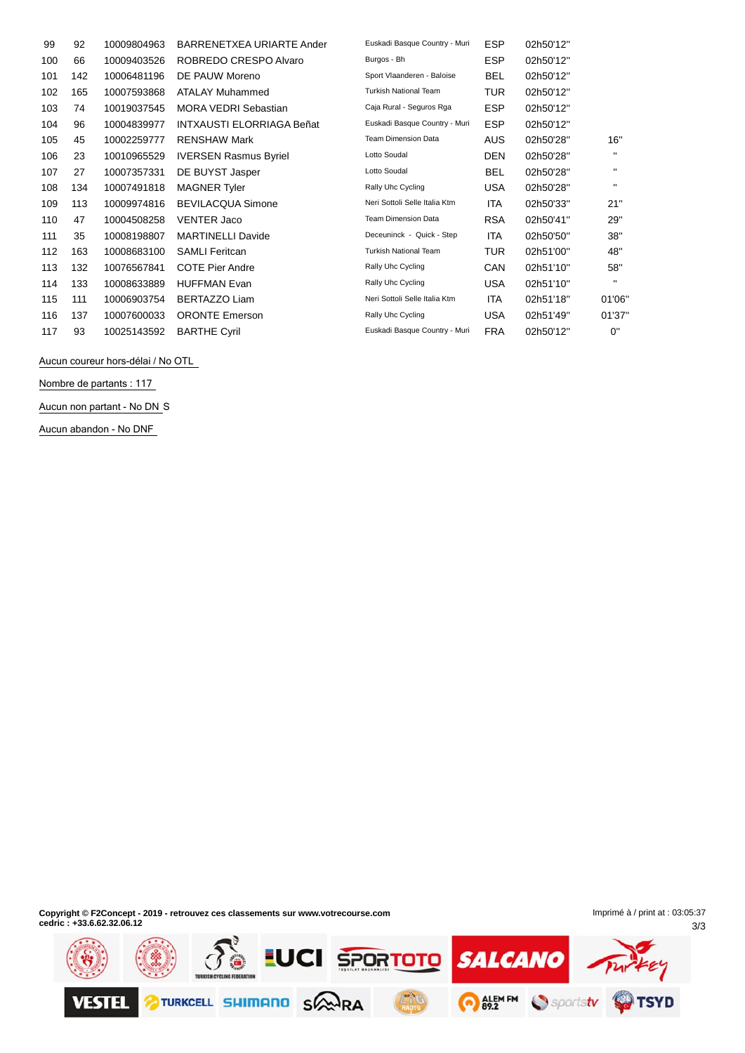| | | | | | | | |
|---|---|---|---|---|---|---|---|
| 99 | 92 | 10009804963 | BARRENETXEA URIARTE Ander | Euskadi Basque Country - Muri | ESP | 02h50'12'' | |
| 100 | 66 | 10009403526 | ROBREDO CRESPO Alvaro | Burgos - Bh | ESP | 02h50'12'' | |
| 101 | 142 | 10006481196 | DE PAUW Moreno | Sport Vlaanderen - Baloise | BEL | 02h50'12'' | |
| 102 | 165 | 10007593868 | ATALAY Muhammed | Turkish National Team | TUR | 02h50'12'' | |
| 103 | 74 | 10019037545 | MORA VEDRI Sebastian | Caja Rural - Seguros Rga | ESP | 02h50'12'' | |
| 104 | 96 | 10004839977 | INTXAUSTI ELORRIAGA Beñat | Euskadi Basque Country - Muri | ESP | 02h50'12'' | |
| 105 | 45 | 10002259777 | RENSHAW Mark | Team Dimension Data | AUS | 02h50'28'' | 16'' |
| 106 | 23 | 10010965529 | IVERSEN Rasmus Byriel | Lotto Soudal | DEN | 02h50'28'' | '' |
| 107 | 27 | 10007357331 | DE BUYST Jasper | Lotto Soudal | BEL | 02h50'28'' | '' |
| 108 | 134 | 10007491818 | MAGNER Tyler | Rally Uhc Cycling | USA | 02h50'28'' | '' |
| 109 | 113 | 10009974816 | BEVILACQUA Simone | Neri Sottoli Selle Italia Ktm | ITA | 02h50'33'' | 21'' |
| 110 | 47 | 10004508258 | VENTER Jaco | Team Dimension Data | RSA | 02h50'41'' | 29'' |
| 111 | 35 | 10008198807 | MARTINELLI Davide | Deceuninck - Quick - Step | ITA | 02h50'50'' | 38'' |
| 112 | 163 | 10008683100 | SAMLI Feritcan | Turkish National Team | TUR | 02h51'00'' | 48'' |
| 113 | 132 | 10076567841 | COTE Pier Andre | Rally Uhc Cycling | CAN | 02h51'10'' | 58'' |
| 114 | 133 | 10008633889 | HUFFMAN Evan | Rally Uhc Cycling | USA | 02h51'10'' | '' |
| 115 | 111 | 10006903754 | BERTAZZO Liam | Neri Sottoli Selle Italia Ktm | ITA | 02h51'18'' | 01'06'' |
| 116 | 137 | 10007600033 | ORONTE Emerson | Rally Uhc Cycling | USA | 02h51'49'' | 01'37'' |
| 117 | 93 | 10025143592 | BARTHE Cyril | Euskadi Basque Country - Muri | FRA | 02h50'12'' | 0'' |

Aucun coureur hors-délai / No OTL

Nombre de partants : 117

Aucun non partant - No DN S

Aucun abandon - No DNF

**Copyright © F2Concept - 2019 - retrouvez ces classements sur www.votrecourse.com**
**cedric : +33.6.62.32.06.12**

Imprimé à / print at : 03:05:37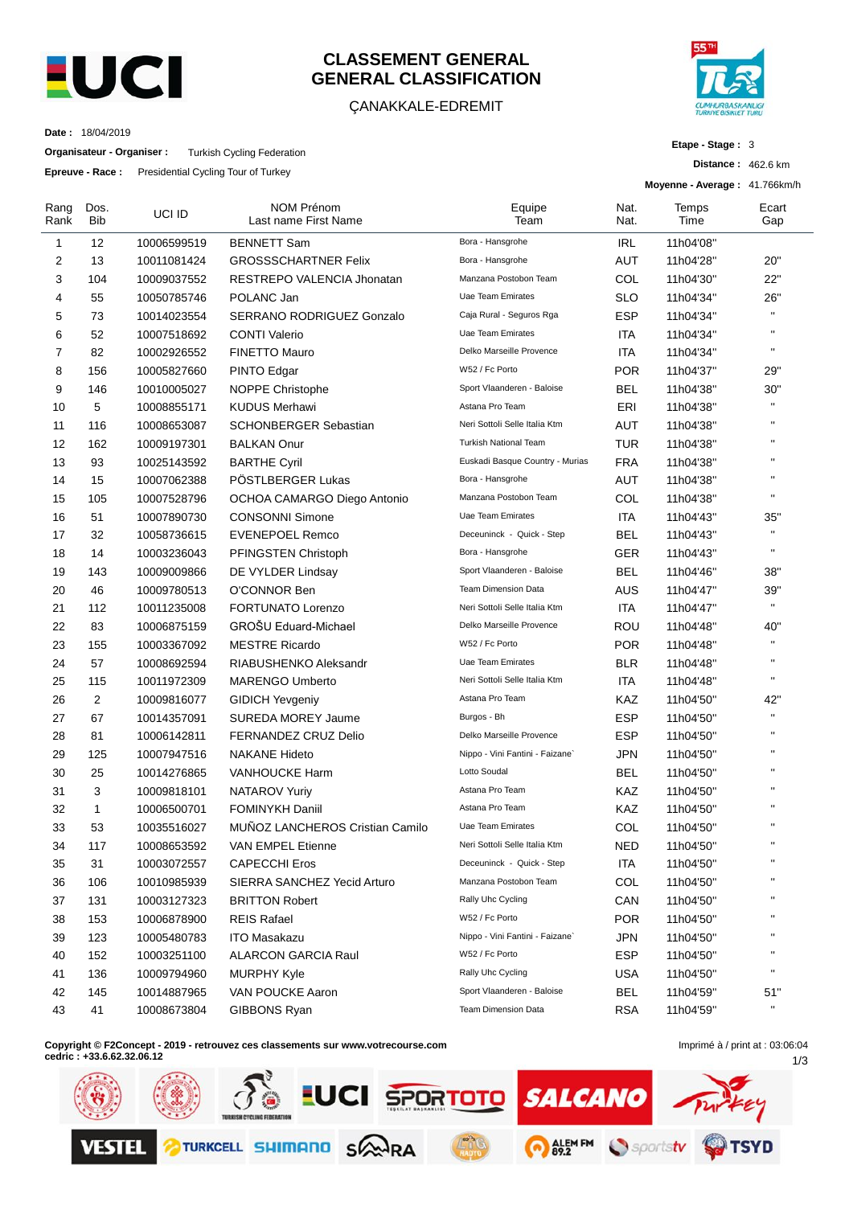# CLASSEMENT GENERAL
# GENERAL CLASSIFICATION

ÇANAKKALE-EDREMIT

**Date :** 18/04/2019

**Organisateur - Organiser :** Turkish Cycling Federation

**Epreuve - Race :** Presidential Cycling Tour of Turkey

**Etape - Stage :** 3

**Distance :** 462.6 km

**Moyenne - Average :** 41.766km/h

| Rang Rank | Dos. Bib | UCI ID | NOM Prénom Last name First Name | Equipe Team | Nat. Nat. | Temps Time | Ecart Gap |
|---|---|---|---|---|---|---|---|
| 1 | 12 | 10006599519 | BENNETT Sam | Bora - Hansgrohe | IRL | 11h04'08" | |
| 2 | 13 | 10011081424 | GROSSSCHARTNER Felix | Bora - Hansgrohe | AUT | 11h04'28" | 20" |
| 3 | 104 | 10009037552 | RESTREPO VALENCIA Jhonatan | Manzana Postobon Team | COL | 11h04'30" | 22" |
| 4 | 55 | 10050785746 | POLANC Jan | Uae Team Emirates | SLO | 11h04'34" | 26" |
| 5 | 73 | 10014023554 | SERRANO RODRIGUEZ Gonzalo | Caja Rural - Seguros Rga | ESP | 11h04'34" | " |
| 6 | 52 | 10007518692 | CONTI Valerio | Uae Team Emirates | ITA | 11h04'34" | " |
| 7 | 82 | 10002926552 | FINETTO Mauro | Delko Marseille Provence | ITA | 11h04'34" | " |
| 8 | 156 | 10005827660 | PINTO Edgar | W52 / Fc Porto | POR | 11h04'37" | 29" |
| 9 | 146 | 10010005027 | NOPPE Christophe | Sport Vlaanderen - Baloise | BEL | 11h04'38" | 30" |
| 10 | 5 | 10008855171 | KUDUS Merhawi | Astana Pro Team | ERI | 11h04'38" | " |
| 11 | 116 | 10008653087 | SCHONBERGER Sebastian | Neri Sottoli Selle Italia Ktm | AUT | 11h04'38" | " |
| 12 | 162 | 10009197301 | BALKAN Onur | Turkish National Team | TUR | 11h04'38" | " |
| 13 | 93 | 10025143592 | BARTHE Cyril | Euskadi Basque Country - Murias | FRA | 11h04'38" | " |
| 14 | 15 | 10007062388 | PÖSTLBERGER Lukas | Bora - Hansgrohe | AUT | 11h04'38" | " |
| 15 | 105 | 10007528796 | OCHOA CAMARGO Diego Antonio | Manzana Postobon Team | COL | 11h04'38" | " |
| 16 | 51 | 10007890730 | CONSONNI Simone | Uae Team Emirates | ITA | 11h04'43" | 35" |
| 17 | 32 | 10058736615 | EVENEPOEL Remco | Deceuninck - Quick - Step | BEL | 11h04'43" | " |
| 18 | 14 | 10003236043 | PFINGSTEN Christoph | Bora - Hansgrohe | GER | 11h04'43" | " |
| 19 | 143 | 10009009866 | DE VYLDER Lindsay | Sport Vlaanderen - Baloise | BEL | 11h04'46" | 38" |
| 20 | 46 | 10009780513 | O'CONNOR Ben | Team Dimension Data | AUS | 11h04'47" | 39" |
| 21 | 112 | 10011235008 | FORTUNATO Lorenzo | Neri Sottoli Selle Italia Ktm | ITA | 11h04'47" | " |
| 22 | 83 | 10006875159 | GROŠU Eduard-Michael | Delko Marseille Provence | ROU | 11h04'48" | 40" |
| 23 | 155 | 10003367092 | MESTRE Ricardo | W52 / Fc Porto | POR | 11h04'48" | " |
| 24 | 57 | 10008692594 | RIABUSHENKO Aleksandr | Uae Team Emirates | BLR | 11h04'48" | " |
| 25 | 115 | 10011972309 | MARENGO Umberto | Neri Sottoli Selle Italia Ktm | ITA | 11h04'48" | " |
| 26 | 2 | 10009816077 | GIDICH Yevgeniy | Astana Pro Team | KAZ | 11h04'50" | 42" |
| 27 | 67 | 10014357091 | SUREDA MOREY Jaume | Burgos - Bh | ESP | 11h04'50" | " |
| 28 | 81 | 10006142811 | FERNANDEZ CRUZ Delio | Delko Marseille Provence | ESP | 11h04'50" | " |
| 29 | 125 | 10007947516 | NAKANE Hideto | Nippo - Vini Fantini - Faizane` | JPN | 11h04'50" | " |
| 30 | 25 | 10014276865 | VANHOUCKE Harm | Lotto Soudal | BEL | 11h04'50" | " |
| 31 | 3 | 10009818101 | NATAROV Yuriy | Astana Pro Team | KAZ | 11h04'50" | " |
| 32 | 1 | 10006500701 | FOMINYKH Daniil | Astana Pro Team | KAZ | 11h04'50" | " |
| 33 | 53 | 10035516027 | MUÑOZ LANCHEROS Cristian Camilo | Uae Team Emirates | COL | 11h04'50" | " |
| 34 | 117 | 10008653592 | VAN EMPEL Etienne | Neri Sottoli Selle Italia Ktm | NED | 11h04'50" | " |
| 35 | 31 | 10003072557 | CAPECCHI Eros | Deceuninck - Quick - Step | ITA | 11h04'50" | " |
| 36 | 106 | 10010985939 | SIERRA SANCHEZ Yecid Arturo | Manzana Postobon Team | COL | 11h04'50" | " |
| 37 | 131 | 10003127323 | BRITTON Robert | Rally Uhc Cycling | CAN | 11h04'50" | " |
| 38 | 153 | 10006878900 | REIS Rafael | W52 / Fc Porto | POR | 11h04'50" | " |
| 39 | 123 | 10005480783 | ITO Masakazu | Nippo - Vini Fantini - Faizane` | JPN | 11h04'50" | " |
| 40 | 152 | 10003251100 | ALARCON GARCIA Raul | W52 / Fc Porto | ESP | 11h04'50" | " |
| 41 | 136 | 10009794960 | MURPHY Kyle | Rally Uhc Cycling | USA | 11h04'50" | " |
| 42 | 145 | 10014887965 | VAN POUCKE Aaron | Sport Vlaanderen - Baloise | BEL | 11h04'59" | 51" |
| 43 | 41 | 10008673804 | GIBBONS Ryan | Team Dimension Data | RSA | 11h04'59" | " |

**Copyright © F2Concept - 2019 - retrouvez ces classements sur www.votrecourse.com**
**cedric : +33.6.62.32.06.12**

Imprimé à / print at : 03:06:04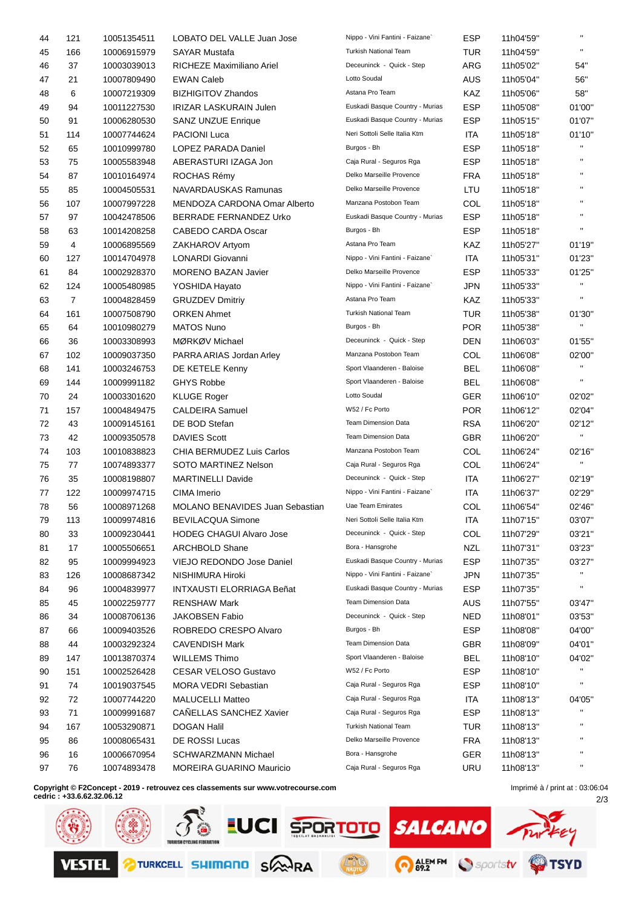| | | | | | | | |
|---|---|---|---|---|---|---|---|
| 44 | 121 | 10051354511 | LOBATO DEL VALLE Juan Jose | Nippo - Vini Fantini - Faizane` | ESP | 11h04'59'' | '' |
| 45 | 166 | 10006915979 | SAYAR Mustafa | Turkish National Team | TUR | 11h04'59'' | '' |
| 46 | 37 | 10003039013 | RICHEZE Maximiliano Ariel | Deceuninck - Quick - Step | ARG | 11h05'02'' | 54'' |
| 47 | 21 | 10007809490 | EWAN Caleb | Lotto Soudal | AUS | 11h05'04'' | 56'' |
| 48 | 6 | 10007219309 | BIZHIGITOV Zhandos | Astana Pro Team | KAZ | 11h05'06'' | 58'' |
| 49 | 94 | 10011227530 | IRIZAR LASKURAIN Julen | Euskadi Basque Country - Murias | ESP | 11h05'08'' | 01'00'' |
| 50 | 91 | 10006280530 | SANZ UNZUE Enrique | Euskadi Basque Country - Murias | ESP | 11h05'15'' | 01'07'' |
| 51 | 114 | 10007744624 | PACIONI Luca | Neri Sottoli Selle Italia Ktm | ITA | 11h05'18'' | 01'10'' |
| 52 | 65 | 10010999780 | LOPEZ PARADA Daniel | Burgos - Bh | ESP | 11h05'18'' | '' |
| 53 | 75 | 10005583948 | ABERASTURI IZAGA Jon | Caja Rural - Seguros Rga | ESP | 11h05'18'' | '' |
| 54 | 87 | 10010164974 | ROCHAS Rémy | Delko Marseille Provence | FRA | 11h05'18'' | '' |
| 55 | 85 | 10004505531 | NAVARDAUSKAS Ramunas | Delko Marseille Provence | LTU | 11h05'18'' | '' |
| 56 | 107 | 10007997228 | MENDOZA CARDONA Omar Alberto | Manzana Postobon Team | COL | 11h05'18'' | '' |
| 57 | 97 | 10042478506 | BERRADE FERNANDEZ Urko | Euskadi Basque Country - Murias | ESP | 11h05'18'' | '' |
| 58 | 63 | 10014208258 | CABEDO CARDA Oscar | Burgos - Bh | ESP | 11h05'18'' | '' |
| 59 | 4 | 10006895569 | ZAKHAROV Artyom | Astana Pro Team | KAZ | 11h05'27'' | 01'19'' |
| 60 | 127 | 10014704978 | LONARDI Giovanni | Nippo - Vini Fantini - Faizane` | ITA | 11h05'31'' | 01'23'' |
| 61 | 84 | 10002928370 | MORENO BAZAN Javier | Delko Marseille Provence | ESP | 11h05'33'' | 01'25'' |
| 62 | 124 | 10005480985 | YOSHIDA Hayato | Nippo - Vini Fantini - Faizane` | JPN | 11h05'33'' | '' |
| 63 | 7 | 10004828459 | GRUZDEV Dmitriy | Astana Pro Team | KAZ | 11h05'33'' | '' |
| 64 | 161 | 10007508790 | ORKEN Ahmet | Turkish National Team | TUR | 11h05'38'' | 01'30'' |
| 65 | 64 | 10010980279 | MATOS Nuno | Burgos - Bh | POR | 11h05'38'' | '' |
| 66 | 36 | 10003308993 | MØRKØV Michael | Deceuninck - Quick - Step | DEN | 11h06'03'' | 01'55'' |
| 67 | 102 | 10009037350 | PARRA ARIAS Jordan Arley | Manzana Postobon Team | COL | 11h06'08'' | 02'00'' |
| 68 | 141 | 10003246753 | DE KETELE Kenny | Sport Vlaanderen - Baloise | BEL | 11h06'08'' | '' |
| 69 | 144 | 10009991182 | GHYS Robbe | Sport Vlaanderen - Baloise | BEL | 11h06'08'' | '' |
| 70 | 24 | 10003301620 | KLUGE Roger | Lotto Soudal | GER | 11h06'10'' | 02'02'' |
| 71 | 157 | 10004849475 | CALDEIRA Samuel | W52 / Fc Porto | POR | 11h06'12'' | 02'04'' |
| 72 | 43 | 10009145161 | DE BOD Stefan | Team Dimension Data | RSA | 11h06'20'' | 02'12'' |
| 73 | 42 | 10009350578 | DAVIES Scott | Team Dimension Data | GBR | 11h06'20'' | '' |
| 74 | 103 | 10010838823 | CHIA BERMUDEZ Luis Carlos | Manzana Postobon Team | COL | 11h06'24'' | 02'16'' |
| 75 | 77 | 10074893377 | SOTO MARTINEZ Nelson | Caja Rural - Seguros Rga | COL | 11h06'24'' | '' |
| 76 | 35 | 10008198807 | MARTINELLI Davide | Deceuninck - Quick - Step | ITA | 11h06'27'' | 02'19'' |
| 77 | 122 | 10009974715 | CIMA Imerio | Nippo - Vini Fantini - Faizane` | ITA | 11h06'37'' | 02'29'' |
| 78 | 56 | 10008971268 | MOLANO BENAVIDES Juan Sebastian | Uae Team Emirates | COL | 11h06'54'' | 02'46'' |
| 79 | 113 | 10009974816 | BEVILACQUA Simone | Neri Sottoli Selle Italia Ktm | ITA | 11h07'15'' | 03'07'' |
| 80 | 33 | 10009230441 | HODEG CHAGUI Alvaro Jose | Deceuninck - Quick - Step | COL | 11h07'29'' | 03'21'' |
| 81 | 17 | 10005506651 | ARCHBOLD Shane | Bora - Hansgrohe | NZL | 11h07'31'' | 03'23'' |
| 82 | 95 | 10009994923 | VIEJO REDONDO Jose Daniel | Euskadi Basque Country - Murias | ESP | 11h07'35'' | 03'27'' |
| 83 | 126 | 10008687342 | NISHIMURA Hiroki | Nippo - Vini Fantini - Faizane` | JPN | 11h07'35'' | '' |
| 84 | 96 | 10004839977 | INTXAUSTI ELORRIAGA Beñat | Euskadi Basque Country - Murias | ESP | 11h07'35'' | '' |
| 85 | 45 | 10002259777 | RENSHAW Mark | Team Dimension Data | AUS | 11h07'55'' | 03'47'' |
| 86 | 34 | 10008706136 | JAKOBSEN Fabio | Deceuninck - Quick - Step | NED | 11h08'01'' | 03'53'' |
| 87 | 66 | 10009403526 | ROBREDO CRESPO Alvaro | Burgos - Bh | ESP | 11h08'08'' | 04'00'' |
| 88 | 44 | 10003292324 | CAVENDISH Mark | Team Dimension Data | GBR | 11h08'09'' | 04'01'' |
| 89 | 147 | 10013870374 | WILLEMS Thimo | Sport Vlaanderen - Baloise | BEL | 11h08'10'' | 04'02'' |
| 90 | 151 | 10002526428 | CESAR VELOSO Gustavo | W52 / Fc Porto | ESP | 11h08'10'' | '' |
| 91 | 74 | 10019037545 | MORA VEDRI Sebastian | Caja Rural - Seguros Rga | ESP | 11h08'10'' | '' |
| 92 | 72 | 10007744220 | MALUCELLI Matteo | Caja Rural - Seguros Rga | ITA | 11h08'13'' | 04'05'' |
| 93 | 71 | 10009991687 | CAÑELLAS SANCHEZ Xavier | Caja Rural - Seguros Rga | ESP | 11h08'13'' | '' |
| 94 | 167 | 10053290871 | DOGAN Halil | Turkish National Team | TUR | 11h08'13'' | '' |
| 95 | 86 | 10008065431 | DE ROSSI Lucas | Delko Marseille Provence | FRA | 11h08'13'' | '' |
| 96 | 16 | 10006670954 | SCHWARZMANN Michael | Bora - Hansgrohe | GER | 11h08'13'' | '' |
| 97 | 76 | 10074893478 | MOREIRA GUARINO Mauricio | Caja Rural - Seguros Rga | URU | 11h08'13'' | '' |

**Copyright © F2Concept - 2019 - retrouvez ces classements sur www.votrecourse.com**
**cedric : +33.6.62.32.06.12**

Imprimé à / print at : 03:06:04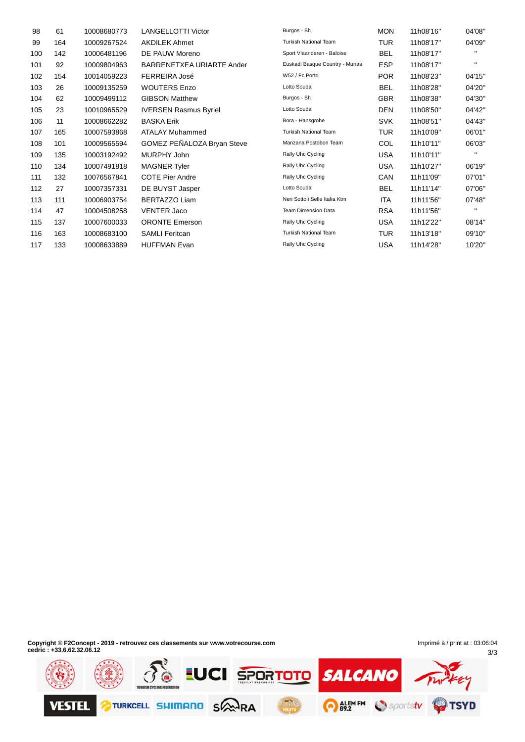| 98 | 61 | 10008680773 | LANGELLOTTI Victor | Burgos - Bh | MON | 11h08'16'' | 04'08'' |
|---|---|---|---|---|---|---|---|
| 99 | 164 | 10009267524 | AKDILEK Ahmet | Turkish National Team | TUR | 11h08'17'' | 04'09'' |
| 100 | 142 | 10006481196 | DE PAUW Moreno | Sport Vlaanderen - Baloise | BEL | 11h08'17'' | '' |
| 101 | 92 | 10009804963 | BARRENETXEA URIARTE Ander | Euskadi Basque Country - Murias | ESP | 11h08'17'' | '' |
| 102 | 154 | 10014059223 | FERREIRA José | W52 / Fc Porto | POR | 11h08'23'' | 04'15'' |
| 103 | 26 | 10009135259 | WOUTERS Enzo | Lotto Soudal | BEL | 11h08'28'' | 04'20'' |
| 104 | 62 | 10009499112 | GIBSON Matthew | Burgos - Bh | GBR | 11h08'38'' | 04'30'' |
| 105 | 23 | 10010965529 | IVERSEN Rasmus Byriel | Lotto Soudal | DEN | 11h08'50'' | 04'42'' |
| 106 | 11 | 10008662282 | BASKA Erik | Bora - Hansgrohe | SVK | 11h08'51'' | 04'43'' |
| 107 | 165 | 10007593868 | ATALAY Muhammed | Turkish National Team | TUR | 11h10'09'' | 06'01'' |
| 108 | 101 | 10009565594 | GOMEZ PEÑALOZA Bryan Steve | Manzana Postobon Team | COL | 11h10'11'' | 06'03'' |
| 109 | 135 | 10003192492 | MURPHY John | Rally Uhc Cycling | USA | 11h10'11'' | '' |
| 110 | 134 | 10007491818 | MAGNER Tyler | Rally Uhc Cycling | USA | 11h10'27'' | 06'19'' |
| 111 | 132 | 10076567841 | COTE Pier Andre | Rally Uhc Cycling | CAN | 11h11'09'' | 07'01'' |
| 112 | 27 | 10007357331 | DE BUYST Jasper | Lotto Soudal | BEL | 11h11'14'' | 07'06'' |
| 113 | 111 | 10006903754 | BERTAZZO Liam | Neri Sottoli Selle Italia Ktm | ITA | 11h11'56'' | 07'48'' |
| 114 | 47 | 10004508258 | VENTER Jaco | Team Dimension Data | RSA | 11h11'56'' | '' |
| 115 | 137 | 10007600033 | ORONTE Emerson | Rally Uhc Cycling | USA | 11h12'22'' | 08'14'' |
| 116 | 163 | 10008683100 | SAMLI Feritcan | Turkish National Team | TUR | 11h13'18'' | 09'10'' |
| 117 | 133 | 10008633889 | HUFFMAN Evan | Rally Uhc Cycling | USA | 11h14'28'' | 10'20'' |

**Copyright © F2Concept - 2019 - retrouvez ces classements sur www.votrecourse.com**
**cedric : +33.6.62.32.06.12**

Imprimé à / print at : 03:06:04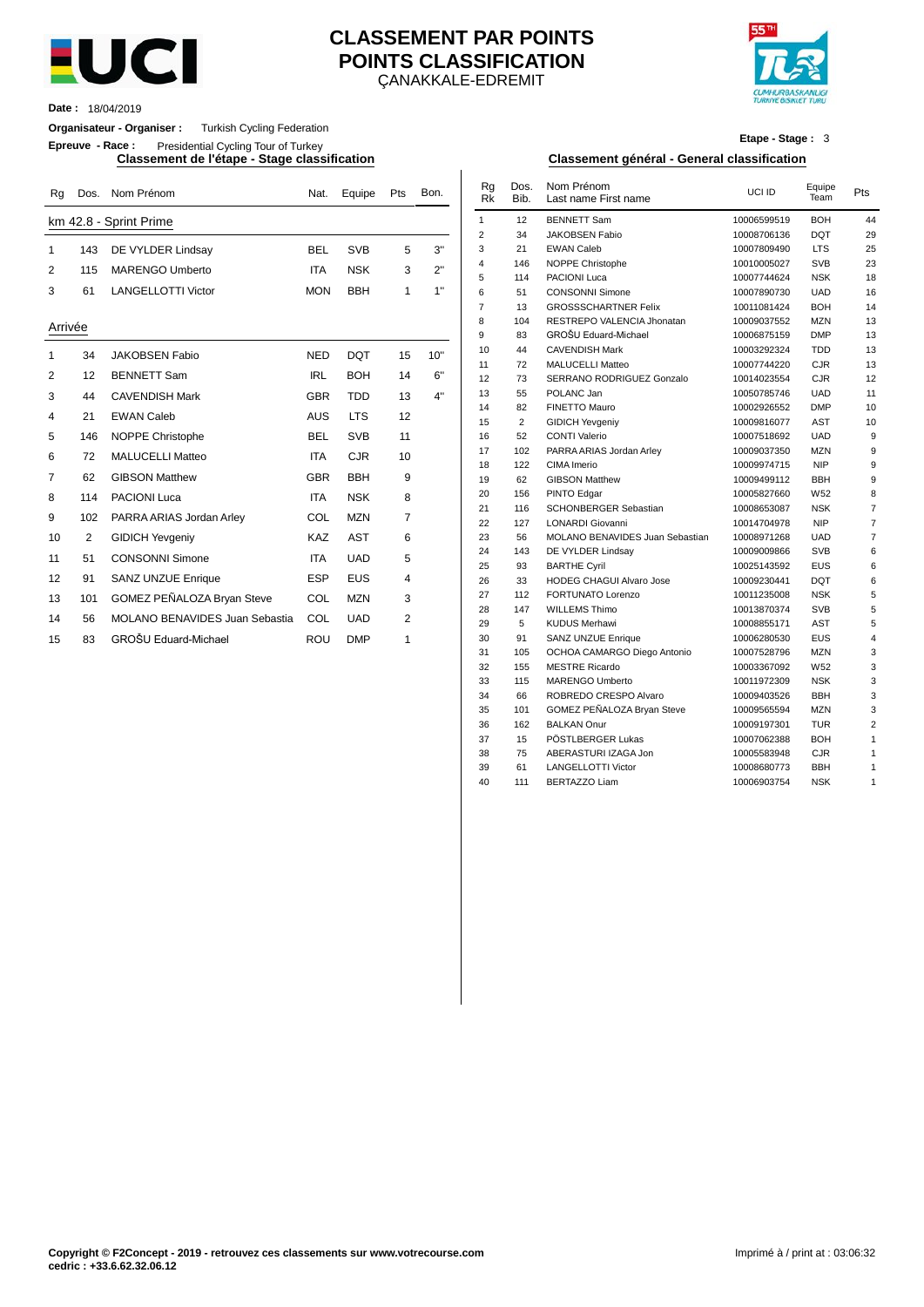# CLASSEMENT PAR POINTS
# POINTS CLASSIFICATION

ÇANAKKALE-EDREMIT

**Date :** 18/04/2019

**Organisateur - Organiser :** Turkish Cycling Federation

**Epreuve - Race :** Presidential Cycling Tour of Turkey

**Etape - Stage :** 3

## Classement de l'étape - Stage classification

km 42.8 - Sprint Prime

| Rg | Dos. | Nom Prénom | Nat. | Equipe | Pts | Bon. |
|---|---|---|---|---|---|---|
| 1 | 143 | DE VYLDER Lindsay | BEL | SVB | 5 | 3" |
| 2 | 115 | MARENGO Umberto | ITA | NSK | 3 | 2" |
| 3 | 61 | LANGELLOTTI Victor | MON | BBH | 1 | 1" |

Arrivée

| Rg | Dos. | Nom Prénom | Nat. | Equipe | Pts | Bon. |
|---|---|---|---|---|---|---|
| 1 | 34 | JAKOBSEN Fabio | NED | DQT | 15 | 10" |
| 2 | 12 | BENNETT Sam | IRL | BOH | 14 | 6" |
| 3 | 44 | CAVENDISH Mark | GBR | TDD | 13 | 4" |
| 4 | 21 | EWAN Caleb | AUS | LTS | 12 | |
| 5 | 146 | NOPPE Christophe | BEL | SVB | 11 | |
| 6 | 72 | MALUCELLI Matteo | ITA | CJR | 10 | |
| 7 | 62 | GIBSON Matthew | GBR | BBH | 9 | |
| 8 | 114 | PACIONI Luca | ITA | NSK | 8 | |
| 9 | 102 | PARRA ARIAS Jordan Arley | COL | MZN | 7 | |
| 10 | 2 | GIDICH Yevgeniy | KAZ | AST | 6 | |
| 11 | 51 | CONSONNI Simone | ITA | UAD | 5 | |
| 12 | 91 | SANZ UNZUE Enrique | ESP | EUS | 4 | |
| 13 | 101 | GOMEZ PEÑALOZA Bryan Steve | COL | MZN | 3 | |
| 14 | 56 | MOLANO BENAVIDES Juan Sebastia | COL | UAD | 2 | |
| 15 | 83 | GROŠU Eduard-Michael | ROU | DMP | 1 | |

## Classement général - General classification

| Rg Rk | Dos. Bib. | Nom Prénom Last name First name | UCI ID | Equipe Team | Pts |
|---|---|---|---|---|---|
| 1 | 12 | BENNETT Sam | 10006599519 | BOH | 44 |
| 2 | 34 | JAKOBSEN Fabio | 10008706136 | DQT | 29 |
| 3 | 21 | EWAN Caleb | 10007809490 | LTS | 25 |
| 4 | 146 | NOPPE Christophe | 10010005027 | SVB | 23 |
| 5 | 114 | PACIONI Luca | 10007744624 | NSK | 18 |
| 6 | 51 | CONSONNI Simone | 10007890730 | UAD | 16 |
| 7 | 13 | GROSSSCHARTNER Felix | 10011081424 | BOH | 14 |
| 8 | 104 | RESTREPO VALENCIA Jhonatan | 10009037552 | MZN | 13 |
| 9 | 83 | GROŠU Eduard-Michael | 10006875159 | DMP | 13 |
| 10 | 44 | CAVENDISH Mark | 10003292324 | TDD | 13 |
| 11 | 72 | MALUCELLI Matteo | 10007744220 | CJR | 13 |
| 12 | 73 | SERRANO RODRIGUEZ Gonzalo | 10014023554 | CJR | 12 |
| 13 | 55 | POLANC Jan | 10050785746 | UAD | 11 |
| 14 | 82 | FINETTO Mauro | 10002926552 | DMP | 10 |
| 15 | 2 | GIDICH Yevgeniy | 10009816077 | AST | 10 |
| 16 | 52 | CONTI Valerio | 10007518692 | UAD | 9 |
| 17 | 102 | PARRA ARIAS Jordan Arley | 10009037350 | MZN | 9 |
| 18 | 122 | CIMA Imerio | 10009974715 | NIP | 9 |
| 19 | 62 | GIBSON Matthew | 10009499112 | BBH | 9 |
| 20 | 156 | PINTO Edgar | 10005827660 | W52 | 8 |
| 21 | 116 | SCHONBERGER Sebastian | 10008653087 | NSK | 7 |
| 22 | 127 | LONARDI Giovanni | 10014704978 | NIP | 7 |
| 23 | 56 | MOLANO BENAVIDES Juan Sebastian | 10008971268 | UAD | 7 |
| 24 | 143 | DE VYLDER Lindsay | 10009009866 | SVB | 6 |
| 25 | 93 | BARTHE Cyril | 10025143592 | EUS | 6 |
| 26 | 33 | HODEG CHAGUI Alvaro Jose | 10009230441 | DQT | 6 |
| 27 | 112 | FORTUNATO Lorenzo | 10011235008 | NSK | 5 |
| 28 | 147 | WILLEMS Thimo | 10013870374 | SVB | 5 |
| 29 | 5 | KUDUS Merhawi | 10008855171 | AST | 5 |
| 30 | 91 | SANZ UNZUE Enrique | 10006280530 | EUS | 4 |
| 31 | 105 | OCHOA CAMARGO Diego Antonio | 10007528796 | MZN | 3 |
| 32 | 155 | MESTRE Ricardo | 10003367092 | W52 | 3 |
| 33 | 115 | MARENGO Umberto | 10011972309 | NSK | 3 |
| 34 | 66 | ROBREDO CRESPO Alvaro | 10009403526 | BBH | 3 |
| 35 | 101 | GOMEZ PEÑALOZA Bryan Steve | 10009565594 | MZN | 3 |
| 36 | 162 | BALKAN Onur | 10009197301 | TUR | 2 |
| 37 | 15 | PÖSTLBERGER Lukas | 10007062388 | BOH | 1 |
| 38 | 75 | ABERASTURI IZAGA Jon | 10005583948 | CJR | 1 |
| 39 | 61 | LANGELLOTTI Victor | 10008680773 | BBH | 1 |
| 40 | 111 | BERTAZZO Liam | 10006903754 | NSK | 1 |

**Copyright © F2Concept - 2019 - retrouvez ces classements sur www.votrecourse.com**
**cedric : +33.6.62.32.06.12**

Imprimé à / print at : 03:06:32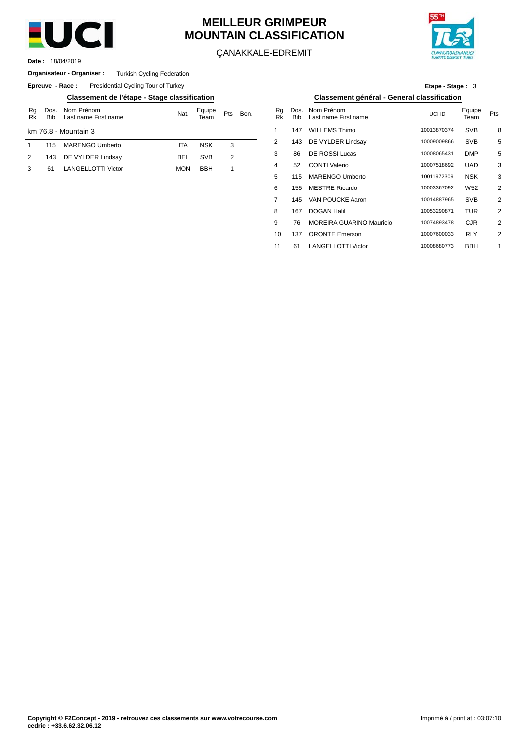# MEILLEUR GRIMPEUR
# MOUNTAIN CLASSIFICATION

ÇANAKKALE-EDREMIT

**Date :** 18/04/2019

**Organisateur - Organiser :** Turkish Cycling Federation

**Epreuve - Race :** Presidential Cycling Tour of Turkey

**Etape - Stage :** 3

## Classement de l'étape - Stage classification

| Rg Rk | Dos. Bib | Nom Prénom Last name First name | Nat. | Equipe Team | Pts | Bon. |
|---|---|---|---|---|---|---|
| km 76.8 - Mountain 3 | | | | | | |
| 1 | 115 | MARENGO Umberto | ITA | NSK | 3 | |
| 2 | 143 | DE VYLDER Lindsay | BEL | SVB | 2 | |
| 3 | 61 | LANGELLOTTI Victor | MON | BBH | 1 | |

## Classement général - General classification

| Rg Rk | Dos. Bib | Nom Prénom Last name First name | UCI ID | Equipe Team | Pts |
|---|---|---|---|---|---|
| 1 | 147 | WILLEMS Thimo | 10013870374 | SVB | 8 |
| 2 | 143 | DE VYLDER Lindsay | 10009009866 | SVB | 5 |
| 3 | 86 | DE ROSSI Lucas | 10008065431 | DMP | 5 |
| 4 | 52 | CONTI Valerio | 10007518692 | UAD | 3 |
| 5 | 115 | MARENGO Umberto | 10011972309 | NSK | 3 |
| 6 | 155 | MESTRE Ricardo | 10003367092 | W52 | 2 |
| 7 | 145 | VAN POUCKE Aaron | 10014887965 | SVB | 2 |
| 8 | 167 | DOGAN Halil | 10053290871 | TUR | 2 |
| 9 | 76 | MOREIRA GUARINO Mauricio | 10074893478 | CJR | 2 |
| 10 | 137 | ORONTE Emerson | 10007600033 | RLY | 2 |
| 11 | 61 | LANGELLOTTI Victor | 10008680773 | BBH | 1 |

**Copyright © F2Concept - 2019 - retrouvez ces classements sur www.votrecourse.com**
**cedric : +33.6.62.32.06.12**

Imprimé à / print at : 03:07:10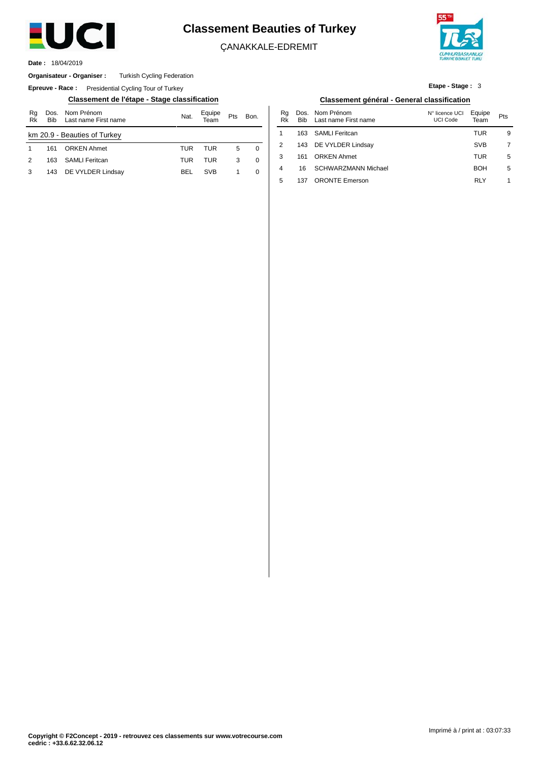# Classement Beauties of Turkey

ÇANAKKALE-EDREMIT

**Date :** 18/04/2019

**Organisateur - Organiser :** Turkish Cycling Federation

**Epreuve - Race :** Presidential Cycling Tour of Turkey

**Etape - Stage :** 3

## Classement de l'étape - Stage classification

| Rg Rk | Dos. Bib | Nom Prénom Last name First name | Nat. | Equipe Team | Pts | Bon. |
|---|---|---|---|---|---|---|
| km 20.9 - Beauties of Turkey | | | | | | |
| 1 | 161 | ORKEN Ahmet | TUR | TUR | 5 | 0 |
| 2 | 163 | SAMLI Feritcan | TUR | TUR | 3 | 0 |
| 3 | 143 | DE VYLDER Lindsay | BEL | SVB | 1 | 0 |

## Classement général - General classification

| Rg Rk | Dos. Bib | Nom Prénom Last name First name | N° licence UCI UCI Code | Equipe Team | Pts |
|---|---|---|---|---|---|
| 1 | 163 | SAMLI Feritcan | | TUR | 9 |
| 2 | 143 | DE VYLDER Lindsay | | SVB | 7 |
| 3 | 161 | ORKEN Ahmet | | TUR | 5 |
| 4 | 16 | SCHWARZMANN Michael | | BOH | 5 |
| 5 | 137 | ORONTE Emerson | | RLY | 1 |

**Copyright © F2Concept - 2019 - retrouvez ces classements sur www.votrecourse.com**
**cedric : +33.6.62.32.06.12**

Imprimé à / print at : 03:07:33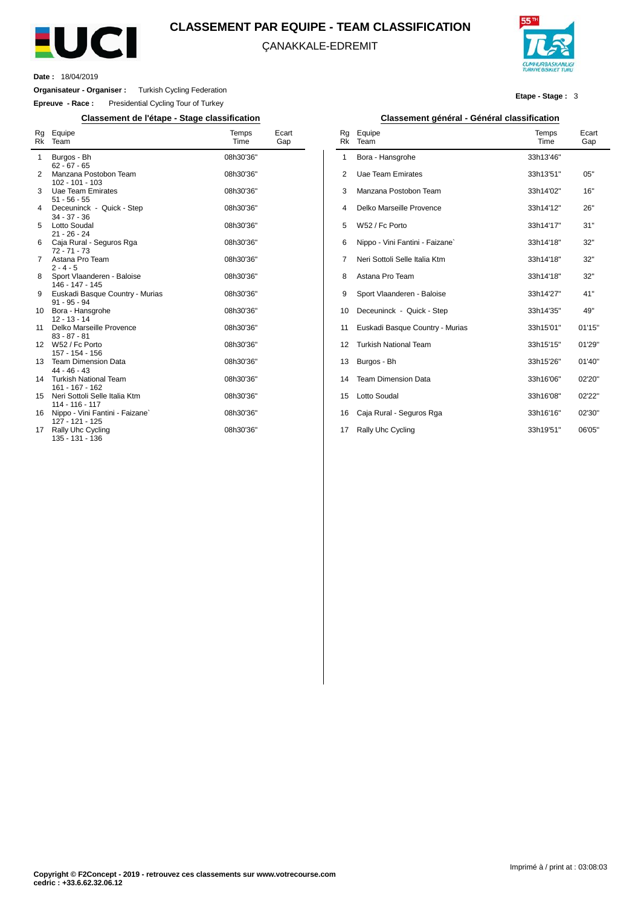# CLASSEMENT PAR EQUIPE - TEAM CLASSIFICATION

ÇANAKKALE-EDREMIT

**Date :** 18/04/2019

**Organisateur - Organiser :** Turkish Cycling Federation

**Epreuve - Race :** Presidential Cycling Tour of Turkey

**Etape - Stage :** 3

## Classement de l'étape - Stage classification

| Rg Rk | Equipe Team | Temps Time | Ecart Gap |
|---|---|---|---|
| 1 | Burgos - Bh<br>62 - 67 - 65 | 08h30'36" | |
| 2 | Manzana Postobon Team<br>102 - 101 - 103 | 08h30'36" | |
| 3 | Uae Team Emirates<br>51 - 56 - 55 | 08h30'36" | |
| 4 | Deceuninck - Quick - Step<br>34 - 37 - 36 | 08h30'36" | |
| 5 | Lotto Soudal<br>21 - 26 - 24 | 08h30'36" | |
| 6 | Caja Rural - Seguros Rga<br>72 - 71 - 73 | 08h30'36" | |
| 7 | Astana Pro Team<br>2 - 4 - 5 | 08h30'36" | |
| 8 | Sport Vlaanderen - Baloise<br>146 - 147 - 145 | 08h30'36" | |
| 9 | Euskadi Basque Country - Murias<br>91 - 95 - 94 | 08h30'36" | |
| 10 | Bora - Hansgrohe<br>12 - 13 - 14 | 08h30'36" | |
| 11 | Delko Marseille Provence<br>83 - 87 - 81 | 08h30'36" | |
| 12 | W52 / Fc Porto<br>157 - 154 - 156 | 08h30'36" | |
| 13 | Team Dimension Data<br>44 - 46 - 43 | 08h30'36" | |
| 14 | Turkish National Team<br>161 - 167 - 162 | 08h30'36" | |
| 15 | Neri Sottoli Selle Italia Ktm<br>114 - 116 - 117 | 08h30'36" | |
| 16 | Nippo - Vini Fantini - Faizane`<br>127 - 121 - 125 | 08h30'36" | |
| 17 | Rally Uhc Cycling<br>135 - 131 - 136 | 08h30'36" | |

## Classement général - Général classification

| Rg Rk | Equipe Team | Temps Time | Ecart Gap |
|---|---|---|---|
| 1 | Bora - Hansgrohe | 33h13'46" | |
| 2 | Uae Team Emirates | 33h13'51" | 05" |
| 3 | Manzana Postobon Team | 33h14'02" | 16" |
| 4 | Delko Marseille Provence | 33h14'12" | 26" |
| 5 | W52 / Fc Porto | 33h14'17" | 31" |
| 6 | Nippo - Vini Fantini - Faizane` | 33h14'18" | 32" |
| 7 | Neri Sottoli Selle Italia Ktm | 33h14'18" | 32" |
| 8 | Astana Pro Team | 33h14'18" | 32" |
| 9 | Sport Vlaanderen - Baloise | 33h14'27" | 41" |
| 10 | Deceuninck - Quick - Step | 33h14'35" | 49" |
| 11 | Euskadi Basque Country - Murias | 33h15'01" | 01'15" |
| 12 | Turkish National Team | 33h15'15" | 01'29" |
| 13 | Burgos - Bh | 33h15'26" | 01'40" |
| 14 | Team Dimension Data | 33h16'06" | 02'20" |
| 15 | Lotto Soudal | 33h16'08" | 02'22" |
| 16 | Caja Rural - Seguros Rga | 33h16'16" | 02'30" |
| 17 | Rally Uhc Cycling | 33h19'51" | 06'05" |

**Copyright © F2Concept - 2019 - retrouvez ces classements sur www.votrecourse.com**
**cedric : +33.6.62.32.06.12**

Imprimé à / print at : 03:08:03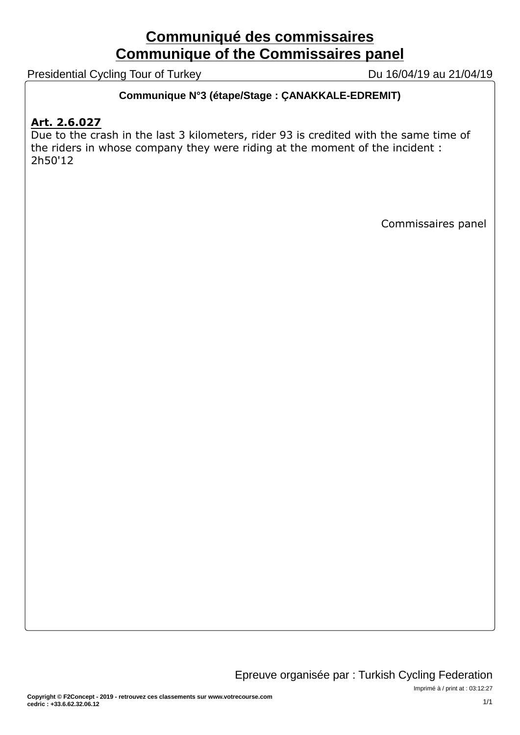# Communiqué des commissaires
# Communique of the Commissaires panel

Presidential Cycling Tour of Turkey — Du 16/04/19 au 21/04/19

**Communique N°3 (étape/Stage : ÇANAKKALE-EDREMIT)**

**Art. 2.6.027**

Due to the crash in the last 3 kilometers, rider 93 is credited with the same time of the riders in whose company they were riding at the moment of the incident : 2h50'12

Commissaires panel

Epreuve organisée par : Turkish Cycling Federation

Imprimé à / print at : 03:12:27

Copyright © F2Concept - 2019 - retrouvez ces classements sur www.votrecourse.com
cedric : +33.6.62.32.06.12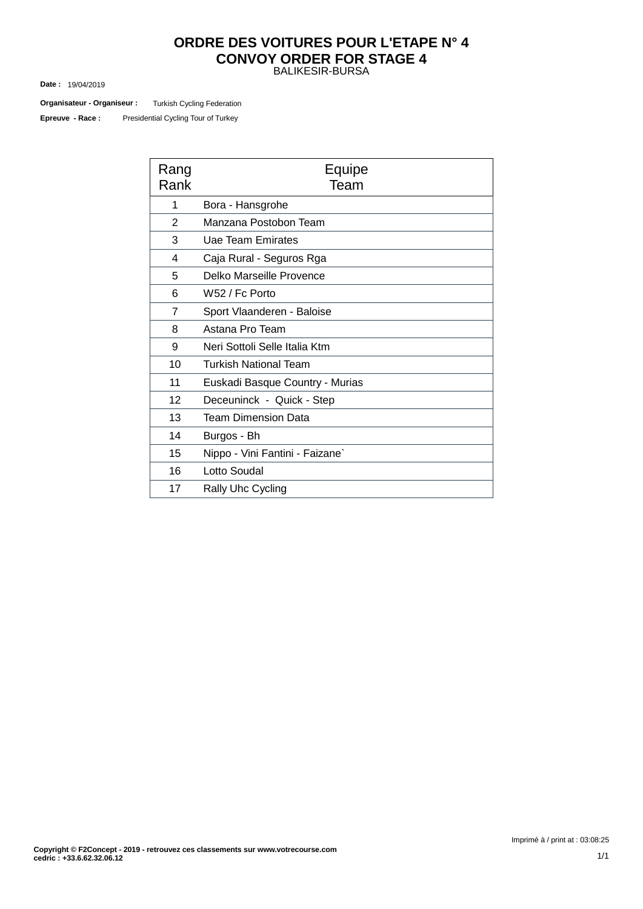# ORDRE DES VOITURES POUR L'ETAPE N° 4
# CONVOY ORDER FOR STAGE 4

BALIKESIR-BURSA

**Date :** 19/04/2019

**Organisateur - Organiseur :** Turkish Cycling Federation

**Epreuve - Race :** Presidential Cycling Tour of Turkey

| Rang<br>Rank | Equipe<br>Team |
|---|---|
| 1 | Bora - Hansgrohe |
| 2 | Manzana Postobon Team |
| 3 | Uae Team Emirates |
| 4 | Caja Rural - Seguros Rga |
| 5 | Delko Marseille Provence |
| 6 | W52 / Fc Porto |
| 7 | Sport Vlaanderen - Baloise |
| 8 | Astana Pro Team |
| 9 | Neri Sottoli Selle Italia Ktm |
| 10 | Turkish National Team |
| 11 | Euskadi Basque Country - Murias |
| 12 | Deceuninck - Quick - Step |
| 13 | Team Dimension Data |
| 14 | Burgos - Bh |
| 15 | Nippo - Vini Fantini - Faizane` |
| 16 | Lotto Soudal |
| 17 | Rally Uhc Cycling |

Imprimé à / print at : 03:08:25

**Copyright © F2Concept - 2019 - retrouvez ces classements sur www.votrecourse.com**
**cedric : +33.6.62.32.06.12**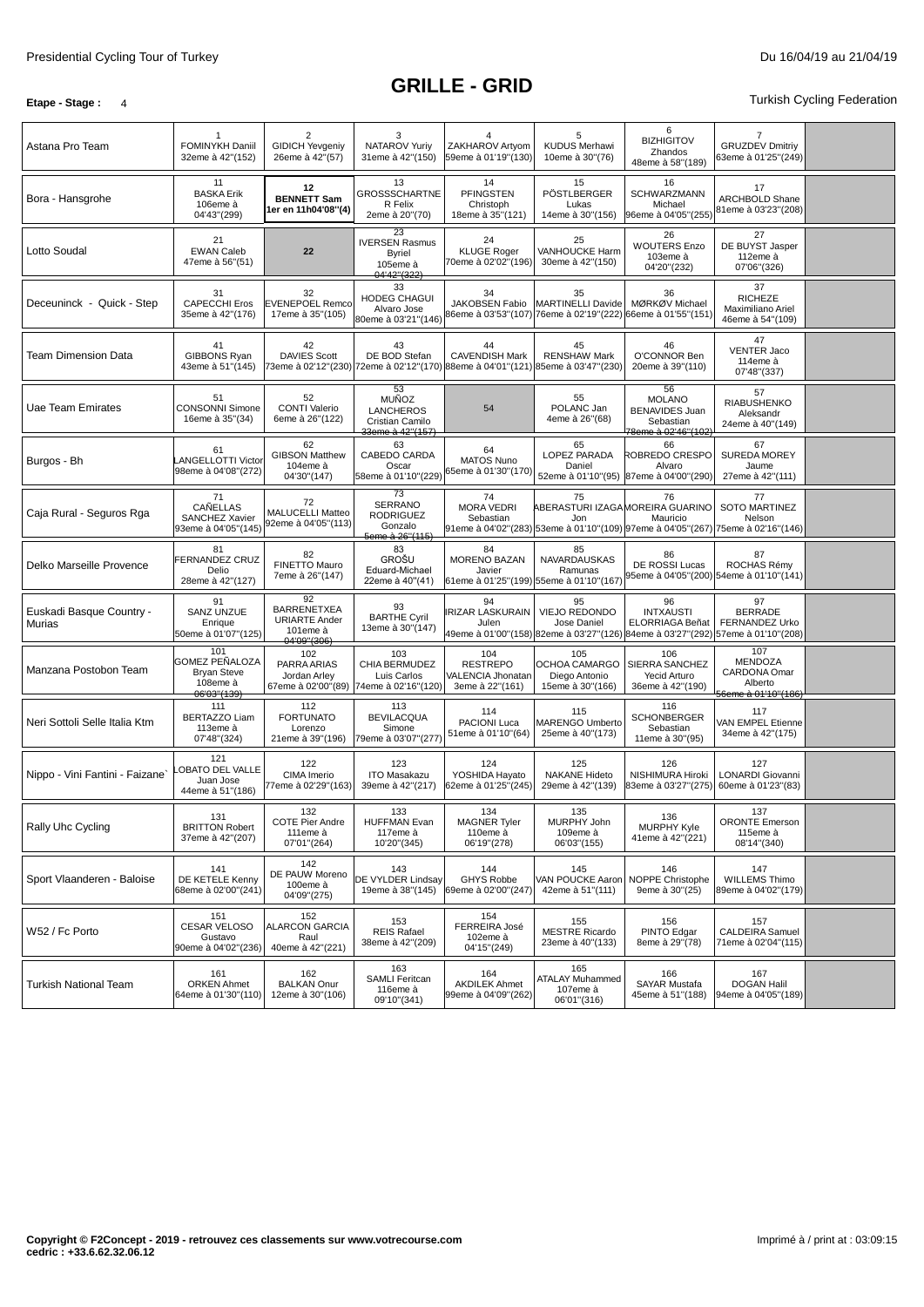Presidential Cycling Tour of Turkey — Du 16/04/19 au 21/04/19

# GRILLE - GRID

**Etape - Stage :** 4

Turkish Cycling Federation

| Team | | | | | | | | |
|---|---|---|---|---|---|---|---|---|
| Astana Pro Team | 1 FOMINYKH Daniil 32eme à 42''(152) | 2 GIDICH Yevgeniy 26eme à 42''(57) | 3 NATAROV Yuriy 31eme à 42''(150) | 4 ZAKHAROV Artyom 59eme à 01'19''(130) | 5 KUDUS Merhawi 10eme à 30''(76) | 6 BIZHIGITOV Zhandos 48eme à 58''(189) | 7 GRUZDEV Dmitriy 63eme à 01'25''(249) | |
| Bora - Hansgrohe | 11 BASKA Erik 106eme à 04'43''(299) | **12 BENNETT Sam 1er en 11h04'08''(4)** | 13 GROSSSCHARTNER Felix 2eme à 20''(70) | 14 PFINGSTEN Christoph 18eme à 35''(121) | 15 PÖSTLBERGER Lukas 14eme à 30''(156) | 16 SCHWARZMANN Michael 96eme à 04'05''(255) | 17 ARCHBOLD Shane 81eme à 03'23''(208) | |
| Lotto Soudal | 21 EWAN Caleb 47eme à 56''(51) | 22 | 23 IVERSEN Rasmus Byriel 105eme à 04'42''(322) | 24 KLUGE Roger 70eme à 02'02''(196) | 25 VANHOUCKE Harm 30eme à 42''(150) | 26 WOUTERS Enzo 103eme à 04'20''(232) | 27 DE BUYST Jasper 112eme à 07'06''(326) | |
| Deceuninck - Quick - Step | 31 CAPECCHI Eros 35eme à 42''(176) | 32 EVENEPOEL Remco 17eme à 35''(105) | 33 HODEG CHAGUI Alvaro Jose 80eme à 03'21''(146) | 34 JAKOBSEN Fabio 86eme à 03'53''(107) | 35 MARTINELLI Davide 76eme à 02'19''(222) | 36 MØRKØV Michael 66eme à 01'55''(151) | 37 RICHEZE Maximiliano Ariel 46eme à 54''(109) | |
| Team Dimension Data | 41 GIBBONS Ryan 43eme à 51''(145) | 42 DAVIES Scott 73eme à 02'12''(230) | 43 DE BOD Stefan 72eme à 02'12''(170) | 44 CAVENDISH Mark 88eme à 04'01''(121) | 45 RENSHAW Mark 85eme à 03'47''(230) | 46 O'CONNOR Ben 20eme à 39''(110) | 47 VENTER Jaco 114eme à 07'48''(337) | |
| Uae Team Emirates | 51 CONSONNI Simone 16eme à 35''(34) | 52 CONTI Valerio 6eme à 26''(122) | 53 MUÑOZ LANCHEROS Cristian Camilo 33eme à 42''(157) | 54 | 55 POLANC Jan 4eme à 26''(68) | 56 MOLANO BENAVIDES Juan Sebastian 78eme à 02'46''(102) | 57 RIABUSHENKO Aleksandr 24eme à 40''(149) | |
| Burgos - Bh | 61 LANGELLOTTI Victor 98eme à 04'08''(272) | 62 GIBSON Matthew 104eme à 04'30''(147) | 63 CABEDO CARDA Oscar 58eme à 01'10''(229) | 64 MATOS Nuno 65eme à 01'30''(170) | 65 LOPEZ PARADA Daniel 52eme à 01'10''(95) | 66 ROBREDO CRESPO Alvaro 87eme à 04'00''(290) | 67 SUREDA MOREY Jaume 27eme à 42''(111) | |
| Caja Rural - Seguros Rga | 71 CAÑELLAS SANCHEZ Xavier 93eme à 04'05''(145) | 72 MALUCELLI Matteo 92eme à 04'05''(113) | 73 SERRANO RODRIGUEZ Gonzalo 5eme à 26''(115) | 74 MORA VEDRI Sebastian 91eme à 04'02''(283) | 75 ABERASTURI IZAGA Jon 53eme à 01'10''(109) | 76 MOREIRA GUARINO Mauricio 97eme à 04'05''(267) | 77 SOTO MARTINEZ Nelson 75eme à 02'16''(146) | |
| Delko Marseille Provence | 81 FERNANDEZ CRUZ Delio 28eme à 42''(127) | 82 FINETTO Mauro 7eme à 26''(147) | 83 GROŠU Eduard-Michael 22eme à 40''(41) | 84 MORENO BAZAN Javier 61eme à 01'25''(199) | 85 NAVARDAUSKAS Ramunas 55eme à 01'10''(167) | 86 DE ROSSI Lucas 95eme à 04'05''(200) | 87 ROCHAS Rémy 54eme à 01'10''(141) | |
| Euskadi Basque Country - Murias | 91 SANZ UNZUE Enrique 50eme à 01'07''(125) | 92 BARRENETXEA URIARTE Ander 101eme à 04'09''(306) | 93 BARTHE Cyril 13eme à 30''(147) | 94 IRIZAR LASKURAIN Julen 49eme à 01'00''(158) | 95 VIEJO REDONDO Jose Daniel 82eme à 03'27''(126) | 96 INTXAUSTI ELORRIAGA Beñat 84eme à 03'27''(292) | 97 BERRADE FERNANDEZ Urko 57eme à 01'10''(208) | |
| Manzana Postobon Team | 101 GOMEZ PEÑALOZA Bryan Steve 108eme à 06'03''(139) | 102 PARRA ARIAS Jordan Arley 67eme à 02'00''(89) | 103 CHIA BERMUDEZ Luis Carlos 74eme à 02'16''(120) | 104 RESTREPO VALENCIA Jhonatan 3eme à 22''(161) | 105 OCHOA CAMARGO Diego Antonio 15eme à 30''(166) | 106 SIERRA SANCHEZ Yecid Arturo 36eme à 42''(190) | 107 MENDOZA CARDONA Omar Alberto 56eme à 01'10''(186) | |
| Neri Sottoli Selle Italia Ktm | 111 BERTAZZO Liam 113eme à 07'48''(324) | 112 FORTUNATO Lorenzo 21eme à 39''(196) | 113 BEVILACQUA Simone 79eme à 03'07''(277) | 114 PACIONI Luca 51eme à 01'10''(64) | 115 MARENGO Umberto 25eme à 40''(173) | 116 SCHONBERGER Sebastian 11eme à 30''(95) | 117 VAN EMPEL Etienne 34eme à 42''(175) | |
| Nippo - Vini Fantini - Faizane` | 121 LOBATO DEL VALLE Juan Jose 44eme à 51''(186) | 122 CIMA Imerio 77eme à 02'29''(163) | 123 ITO Masakazu 39eme à 42''(217) | 124 YOSHIDA Hayato 62eme à 01'25''(245) | 125 NAKANE Hideto 29eme à 42''(139) | 126 NISHIMURA Hiroki 83eme à 03'27''(275) | 127 LONARDI Giovanni 60eme à 01'23''(83) | |
| Rally Uhc Cycling | 131 BRITTON Robert 37eme à 42''(207) | 132 COTE Pier Andre 111eme à 07'01''(264) | 133 HUFFMAN Evan 117eme à 10'20''(345) | 134 MAGNER Tyler 110eme à 06'19''(278) | 135 MURPHY John 109eme à 06'03''(155) | 136 MURPHY Kyle 41eme à 42''(221) | 137 ORONTE Emerson 115eme à 08'14''(340) | |
| Sport Vlaanderen - Baloise | 141 DE KETELE Kenny 68eme à 02'00''(241) | 142 DE PAUW Moreno 100eme à 04'09''(275) | 143 DE VYLDER Lindsay 19eme à 38''(145) | 144 GHYS Robbe 69eme à 02'00''(247) | 145 VAN POUCKE Aaron 42eme à 51''(111) | 146 NOPPE Christophe 9eme à 30''(25) | 147 WILLEMS Thimo 89eme à 04'02''(179) | |
| W52 / Fc Porto | 151 CESAR VELOSO Gustavo 90eme à 04'02''(236) | 152 ALARCON GARCIA Raul 40eme à 42''(221) | 153 REIS Rafael 38eme à 42''(209) | 154 FERREIRA José 102eme à 04'15''(249) | 155 MESTRE Ricardo 23eme à 40''(133) | 156 PINTO Edgar 8eme à 29''(78) | 157 CALDEIRA Samuel 71eme à 02'04''(115) | |
| Turkish National Team | 161 ORKEN Ahmet 64eme à 01'30''(110) | 162 BALKAN Onur 12eme à 30''(106) | 163 SAMLI Feritcan 116eme à 09'10''(341) | 164 AKDILEK Ahmet 99eme à 04'09''(262) | 165 ATALAY Muhammed 107eme à 06'01''(316) | 166 SAYAR Mustafa 45eme à 51''(188) | 167 DOGAN Halil 94eme à 04'05''(189) | |

**Copyright © F2Concept - 2019 - retrouvez ces classements sur www.votrecourse.com**
**cedric : +33.6.62.32.06.12**

Imprimé à / print at : 03:09:15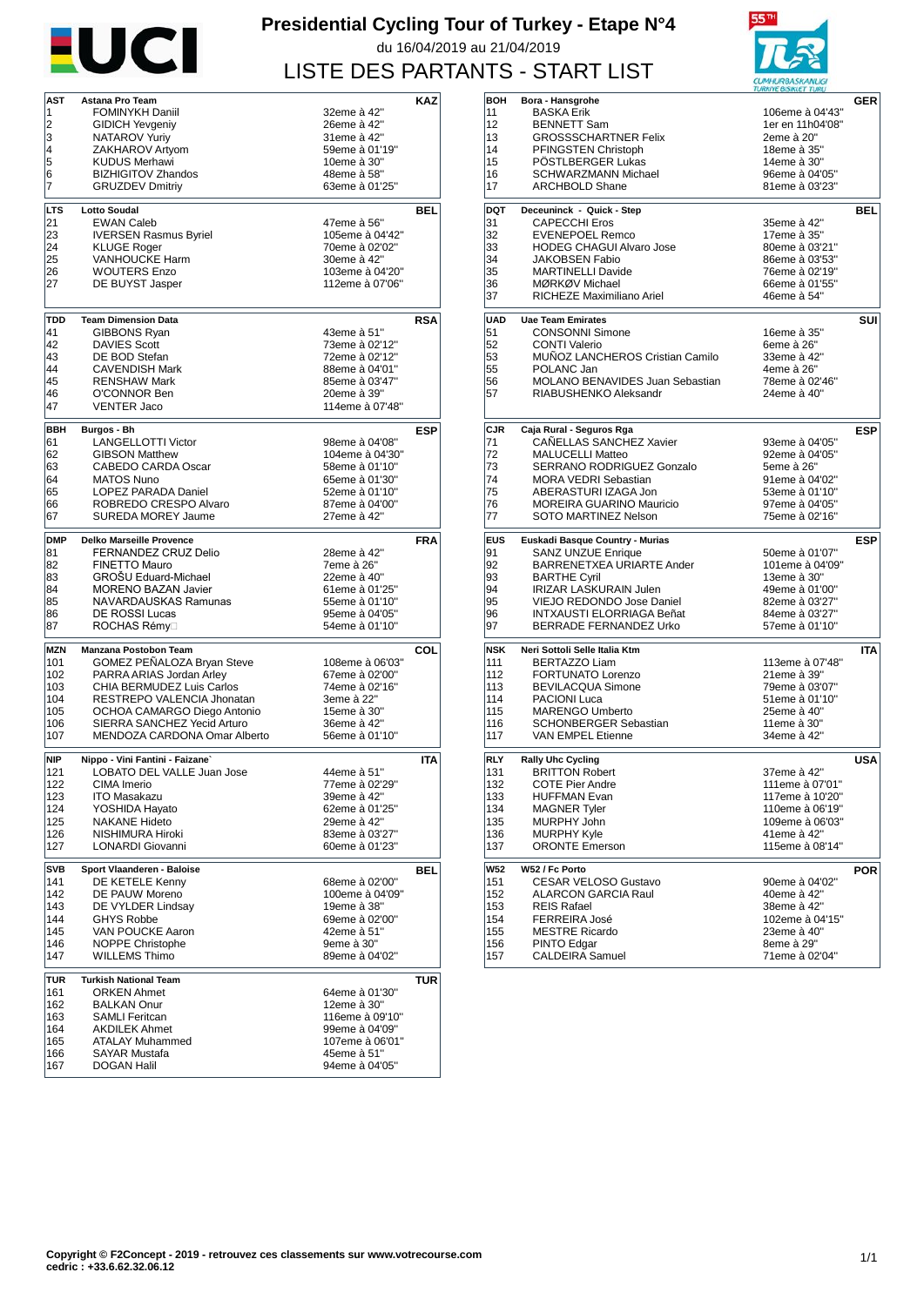# Presidential Cycling Tour of Turkey - Etape N°4

du 16/04/2019 au 21/04/2019

## LISTE DES PARTANTS - START LIST

| AST | Astana Pro Team | | KAZ |
|---|---|---|---|
| 1 | FOMINYKH Daniil | 32eme à 42" | |
| 2 | GIDICH Yevgeniy | 26eme à 42" | |
| 3 | NATAROV Yuriy | 31eme à 42" | |
| 4 | ZAKHAROV Artyom | 59eme à 01'19" | |
| 5 | KUDUS Merhawi | 10eme à 30" | |
| 6 | BIZHIGITOV Zhandos | 48eme à 58" | |
| 7 | GRUZDEV Dmitriy | 63eme à 01'25" | |

| BOH | Bora - Hansgrohe | | GER |
|---|---|---|---|
| 11 | BASKA Erik | 106eme à 04'43" | |
| 12 | BENNETT Sam | 1er en 11h04'08" | |
| 13 | GROSSSCHARTNER Felix | 2eme à 20" | |
| 14 | PFINGSTEN Christoph | 18eme à 35" | |
| 15 | PÖSTLBERGER Lukas | 14eme à 30" | |
| 16 | SCHWARZMANN Michael | 96eme à 04'05" | |
| 17 | ARCHBOLD Shane | 81eme à 03'23" | |

| LTS | Lotto Soudal | | BEL |
|---|---|---|---|
| 21 | EWAN Caleb | 47eme à 56" | |
| 23 | IVERSEN Rasmus Byriel | 105eme à 04'42" | |
| 24 | KLUGE Roger | 70eme à 02'02" | |
| 25 | VANHOUCKE Harm | 30eme à 42" | |
| 26 | WOUTERS Enzo | 103eme à 04'20" | |
| 27 | DE BUYST Jasper | 112eme à 07'06" | |

| DQT | Deceuninck - Quick - Step | | BEL |
|---|---|---|---|
| 31 | CAPECCHI Eros | 35eme à 42" | |
| 32 | EVENEPOEL Remco | 17eme à 35" | |
| 33 | HODEG CHAGUI Alvaro Jose | 80eme à 03'21" | |
| 34 | JAKOBSEN Fabio | 86eme à 03'53" | |
| 35 | MARTINELLI Davide | 76eme à 02'19" | |
| 36 | MØRKØV Michael | 66eme à 01'55" | |
| 37 | RICHEZE Maximiliano Ariel | 46eme à 54" | |

| TDD | Team Dimension Data | | RSA |
|---|---|---|---|
| 41 | GIBBONS Ryan | 43eme à 51" | |
| 42 | DAVIES Scott | 73eme à 02'12" | |
| 43 | DE BOD Stefan | 72eme à 02'12" | |
| 44 | CAVENDISH Mark | 88eme à 04'01" | |
| 45 | RENSHAW Mark | 85eme à 03'47" | |
| 46 | O'CONNOR Ben | 20eme à 39" | |
| 47 | VENTER Jaco | 114eme à 07'48" | |

| UAD | Uae Team Emirates | | SUI |
|---|---|---|---|
| 51 | CONSONNI Simone | 16eme à 35" | |
| 52 | CONTI Valerio | 6eme à 26" | |
| 53 | MUÑOZ LANCHEROS Cristian Camilo | 33eme à 42" | |
| 55 | POLANC Jan | 4eme à 26" | |
| 56 | MOLANO BENAVIDES Juan Sebastian | 78eme à 02'46" | |
| 57 | RIABUSHENKO Aleksandr | 24eme à 40" | |

| BBH | Burgos - Bh | | ESP |
|---|---|---|---|
| 61 | LANGELLOTTI Victor | 98eme à 04'08" | |
| 62 | GIBSON Matthew | 104eme à 04'30" | |
| 63 | CABEDO CARDA Oscar | 58eme à 01'10" | |
| 64 | MATOS Nuno | 65eme à 01'30" | |
| 65 | LOPEZ PARADA Daniel | 52eme à 01'10" | |
| 66 | ROBREDO CRESPO Alvaro | 87eme à 04'00" | |
| 67 | SUREDA MOREY Jaume | 27eme à 42" | |

| CJR | Caja Rural - Seguros Rga | | ESP |
|---|---|---|---|
| 71 | CAÑELLAS SANCHEZ Xavier | 93eme à 04'05" | |
| 72 | MALUCELLI Matteo | 92eme à 04'05" | |
| 73 | SERRANO RODRIGUEZ Gonzalo | 5eme à 26" | |
| 74 | MORA VEDRI Sebastian | 91eme à 04'02" | |
| 75 | ABERASTURI IZAGA Jon | 53eme à 01'10" | |
| 76 | MOREIRA GUARINO Mauricio | 97eme à 04'05" | |
| 77 | SOTO MARTINEZ Nelson | 75eme à 02'16" | |

| DMP | Delko Marseille Provence | | FRA |
|---|---|---|---|
| 81 | FERNANDEZ CRUZ Delio | 28eme à 42" | |
| 82 | FINETTO Mauro | 7eme à 26" | |
| 83 | GROŠU Eduard-Michael | 22eme à 40" | |
| 84 | MORENO BAZAN Javier | 61eme à 01'25" | |
| 85 | NAVARDAUSKAS Ramunas | 55eme à 01'10" | |
| 86 | DE ROSSI Lucas | 95eme à 04'05" | |
| 87 | ROCHAS Rémy | 54eme à 01'10" | |

| EUS | Euskadi Basque Country - Murias | | ESP |
|---|---|---|---|
| 91 | SANZ UNZUE Enrique | 50eme à 01'07" | |
| 92 | BARRENETXEA URIARTE Ander | 101eme à 04'09" | |
| 93 | BARTHE Cyril | 13eme à 30" | |
| 94 | IRIZAR LASKURAIN Julen | 49eme à 01'00" | |
| 95 | VIEJO REDONDO Jose Daniel | 82eme à 03'27" | |
| 96 | INTXAUSTI ELORRIAGA Beñat | 84eme à 03'27" | |
| 97 | BERRADE FERNANDEZ Urko | 57eme à 01'10" | |

| MZN | Manzana Postobon Team | | COL |
|---|---|---|---|
| 101 | GOMEZ PEÑALOZA Bryan Steve | 108eme à 06'03" | |
| 102 | PARRA ARIAS Jordan Arley | 67eme à 02'00" | |
| 103 | CHIA BERMUDEZ Luis Carlos | 74eme à 02'16" | |
| 104 | RESTREPO VALENCIA Jhonatan | 3eme à 22" | |
| 105 | OCHOA CAMARGO Diego Antonio | 15eme à 30" | |
| 106 | SIERRA SANCHEZ Yecid Arturo | 36eme à 42" | |
| 107 | MENDOZA CARDONA Omar Alberto | 56eme à 01'10" | |

| NSK | Neri Sottoli Selle Italia Ktm | | ITA |
|---|---|---|---|
| 111 | BERTAZZO Liam | 113eme à 07'48" | |
| 112 | FORTUNATO Lorenzo | 21eme à 39" | |
| 113 | BEVILACQUA Simone | 79eme à 03'07" | |
| 114 | PACIONI Luca | 51eme à 01'10" | |
| 115 | MARENGO Umberto | 25eme à 40" | |
| 116 | SCHONBERGER Sebastian | 11eme à 30" | |
| 117 | VAN EMPEL Etienne | 34eme à 42" | |

| NIP | Nippo - Vini Fantini - Faizane` | | ITA |
|---|---|---|---|
| 121 | LOBATO DEL VALLE Juan Jose | 44eme à 51" | |
| 122 | CIMA Imerio | 77eme à 02'29" | |
| 123 | ITO Masakazu | 39eme à 42" | |
| 124 | YOSHIDA Hayato | 62eme à 01'25" | |
| 125 | NAKANE Hideto | 29eme à 42" | |
| 126 | NISHIMURA Hiroki | 83eme à 03'27" | |
| 127 | LONARDI Giovanni | 60eme à 01'23" | |

| RLY | Rally Uhc Cycling | | USA |
|---|---|---|---|
| 131 | BRITTON Robert | 37eme à 42" | |
| 132 | COTE Pier Andre | 111eme à 07'01" | |
| 133 | HUFFMAN Evan | 117eme à 10'20" | |
| 134 | MAGNER Tyler | 110eme à 06'19" | |
| 135 | MURPHY John | 109eme à 06'03" | |
| 136 | MURPHY Kyle | 41eme à 42" | |
| 137 | ORONTE Emerson | 115eme à 08'14" | |

| SVB | Sport Vlaanderen - Baloise | | BEL |
|---|---|---|---|
| 141 | DE KETELE Kenny | 68eme à 02'00" | |
| 142 | DE PAUW Moreno | 100eme à 04'09" | |
| 143 | DE VYLDER Lindsay | 19eme à 38" | |
| 144 | GHYS Robbe | 69eme à 02'00" | |
| 145 | VAN POUCKE Aaron | 42eme à 51" | |
| 146 | NOPPE Christophe | 9eme à 30" | |
| 147 | WILLEMS Thimo | 89eme à 04'02" | |

| W52 | W52 / Fc Porto | | POR |
|---|---|---|---|
| 151 | CESAR VELOSO Gustavo | 90eme à 04'02" | |
| 152 | ALARCON GARCIA Raul | 40eme à 42" | |
| 153 | REIS Rafael | 38eme à 42" | |
| 154 | FERREIRA José | 102eme à 04'15" | |
| 155 | MESTRE Ricardo | 23eme à 40" | |
| 156 | PINTO Edgar | 8eme à 29" | |
| 157 | CALDEIRA Samuel | 71eme à 02'04" | |

| TUR | Turkish National Team | | TUR |
|---|---|---|---|
| 161 | ORKEN Ahmet | 64eme à 01'30" | |
| 162 | BALKAN Onur | 12eme à 30" | |
| 163 | SAMLI Feritcan | 116eme à 09'10" | |
| 164 | AKDILEK Ahmet | 99eme à 04'09" | |
| 165 | ATALAY Muhammed | 107eme à 06'01" | |
| 166 | SAYAR Mustafa | 45eme à 51" | |
| 167 | DOGAN Halil | 94eme à 04'05" | |

**Copyright © F2Concept - 2019 - retrouvez ces classements sur www.votrecourse.com**
**cedric : +33.6.62.32.06.12**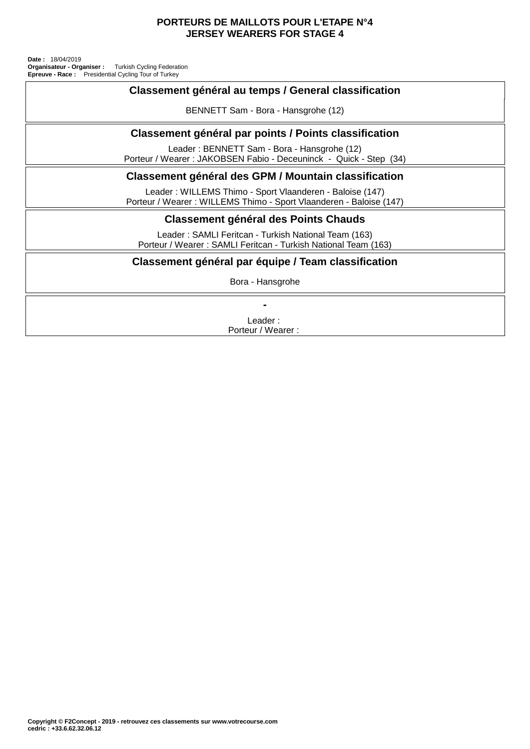# PORTEURS DE MAILLOTS POUR L'ETAPE N°4
# JERSEY WEARERS FOR STAGE 4

**Date :** 18/04/2019
**Organisateur - Organiser :** Turkish Cycling Federation
**Epreuve - Race :** Presidential Cycling Tour of Turkey

## Classement général au temps / General classification

BENNETT Sam - Bora - Hansgrohe (12)

## Classement général par points / Points classification

Leader : BENNETT Sam - Bora - Hansgrohe (12)
Porteur / Wearer : JAKOBSEN Fabio - Deceuninck - Quick - Step (34)

## Classement général des GPM / Mountain classification

Leader : WILLEMS Thimo - Sport Vlaanderen - Baloise (147)
Porteur / Wearer : WILLEMS Thimo - Sport Vlaanderen - Baloise (147)

## Classement général des Points Chauds

Leader : SAMLI Feritcan - Turkish National Team (163)
Porteur / Wearer : SAMLI Feritcan - Turkish National Team (163)

## Classement général par équipe / Team classification

Bora - Hansgrohe

## -

Leader :
Porteur / Wearer :

**Copyright © F2Concept - 2019 - retrouvez ces classements sur www.votrecourse.com**
**cedric : +33.6.62.32.06.12**